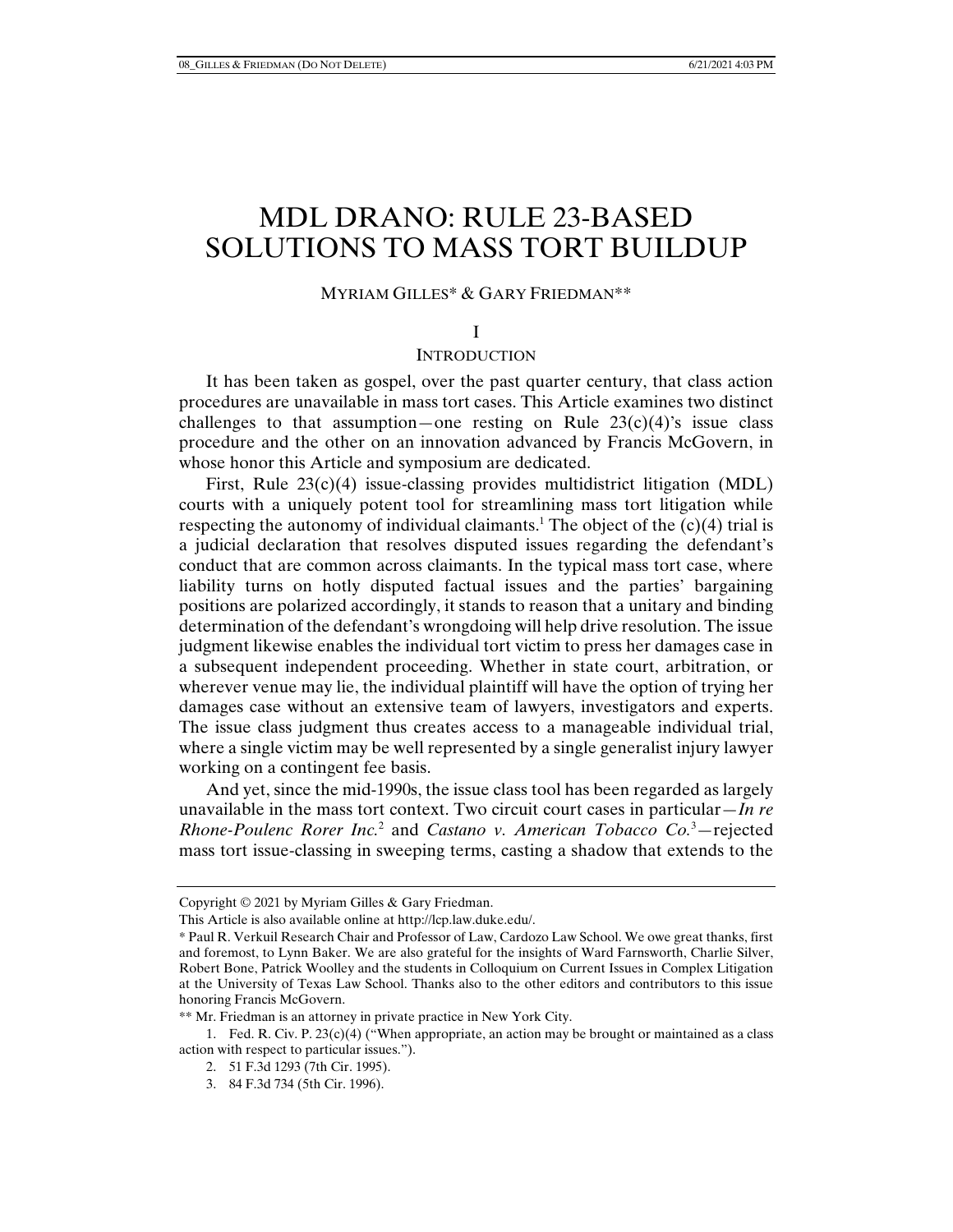# MDL DRANO: RULE 23-BASED SOLUTIONS TO MASS TORT BUILDUP

MYRIAM GILLES* & GARY FRIEDMAN**

## I

## INTRODUCTION

It has been taken as gospel, over the past quarter century, that class action procedures are unavailable in mass tort cases. This Article examines two distinct challenges to that assumption—one resting on Rule 23(c)(4)'s issue class procedure and the other on an innovation advanced by Francis McGovern, in whose honor this Article and symposium are dedicated.

First, Rule 23(c)(4) issue-classing provides multidistrict litigation (MDL) courts with a uniquely potent tool for streamlining mass tort litigation while respecting the autonomy of individual claimants.[1] The object of the (c)(4) trial is a judicial declaration that resolves disputed issues regarding the defendant's conduct that are common across claimants. In the typical mass tort case, where liability turns on hotly disputed factual issues and the parties' bargaining positions are polarized accordingly, it stands to reason that a unitary and binding determination of the defendant's wrongdoing will help drive resolution. The issue judgment likewise enables the individual tort victim to press her damages case in a subsequent independent proceeding. Whether in state court, arbitration, or wherever venue may lie, the individual plaintiff will have the option of trying her damages case without an extensive team of lawyers, investigators and experts. The issue class judgment thus creates access to a manageable individual trial, where a single victim may be well represented by a single generalist injury lawyer working on a contingent fee basis.

And yet, since the mid-1990s, the issue class tool has been regarded as largely unavailable in the mass tort context. Two circuit court cases in particular—*In re Rhone-Poulenc Rorer Inc.*[2] and *Castano v. American Tobacco Co.*[3]—rejected mass tort issue-classing in sweeping terms, casting a shadow that extends to the

---

Copyright © 2021 by Myriam Gilles & Gary Friedman.

This Article is also available online at http://lcp.law.duke.edu/.

\* Paul R. Verkuil Research Chair and Professor of Law, Cardozo Law School. We owe great thanks, first and foremost, to Lynn Baker. We are also grateful for the insights of Ward Farnsworth, Charlie Silver, Robert Bone, Patrick Woolley and the students in Colloquium on Current Issues in Complex Litigation at the University of Texas Law School. Thanks also to the other editors and contributors to this issue honoring Francis McGovern.

\** Mr. Friedman is an attorney in private practice in New York City.

1. Fed. R. Civ. P. 23(c)(4) ("When appropriate, an action may be brought or maintained as a class action with respect to particular issues.").

2. 51 F.3d 1293 (7th Cir. 1995).

3. 84 F.3d 734 (5th Cir. 1996).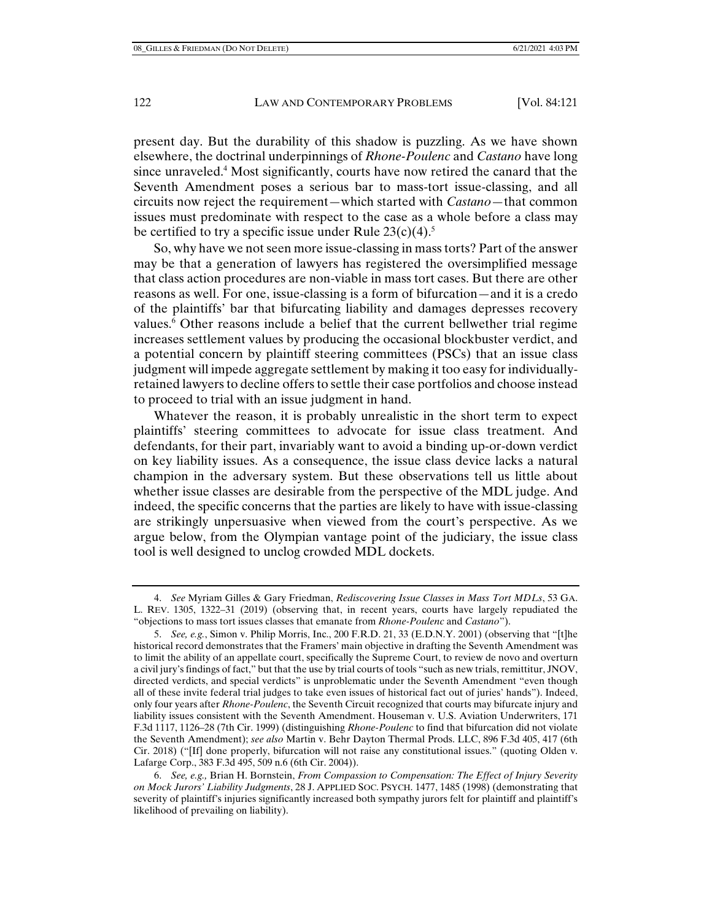present day. But the durability of this shadow is puzzling. As we have shown elsewhere, the doctrinal underpinnings of *Rhone-Poulenc* and *Castano* have long since unraveled.[4] Most significantly, courts have now retired the canard that the Seventh Amendment poses a serious bar to mass-tort issue-classing, and all circuits now reject the requirement—which started with *Castano*—that common issues must predominate with respect to the case as a whole before a class may be certified to try a specific issue under Rule 23(c)(4).[5]

So, why have we not seen more issue-classing in mass torts? Part of the answer may be that a generation of lawyers has registered the oversimplified message that class action procedures are non-viable in mass tort cases. But there are other reasons as well. For one, issue-classing is a form of bifurcation—and it is a credo of the plaintiffs' bar that bifurcating liability and damages depresses recovery values.[6] Other reasons include a belief that the current bellwether trial regime increases settlement values by producing the occasional blockbuster verdict, and a potential concern by plaintiff steering committees (PSCs) that an issue class judgment will impede aggregate settlement by making it too easy for individually-retained lawyers to decline offers to settle their case portfolios and choose instead to proceed to trial with an issue judgment in hand.

Whatever the reason, it is probably unrealistic in the short term to expect plaintiffs' steering committees to advocate for issue class treatment. And defendants, for their part, invariably want to avoid a binding up-or-down verdict on key liability issues. As a consequence, the issue class device lacks a natural champion in the adversary system. But these observations tell us little about whether issue classes are desirable from the perspective of the MDL judge. And indeed, the specific concerns that the parties are likely to have with issue-classing are strikingly unpersuasive when viewed from the court's perspective. As we argue below, from the Olympian vantage point of the judiciary, the issue class tool is well designed to unclog crowded MDL dockets.

---

4. *See* Myriam Gilles & Gary Friedman, *Rediscovering Issue Classes in Mass Tort MDLs*, 53 GA. L. REV. 1305, 1322–31 (2019) (observing that, in recent years, courts have largely repudiated the "objections to mass tort issues classes that emanate from *Rhone-Poulenc* and *Castano*").

5. *See, e.g.*, Simon v. Philip Morris, Inc., 200 F.R.D. 21, 33 (E.D.N.Y. 2001) (observing that "[t]he historical record demonstrates that the Framers' main objective in drafting the Seventh Amendment was to limit the ability of an appellate court, specifically the Supreme Court, to review de novo and overturn a civil jury's findings of fact," but that the use by trial courts of tools "such as new trials, remittitur, JNOV, directed verdicts, and special verdicts" is unproblematic under the Seventh Amendment "even though all of these invite federal trial judges to take even issues of historical fact out of juries' hands"). Indeed, only four years after *Rhone-Poulenc*, the Seventh Circuit recognized that courts may bifurcate injury and liability issues consistent with the Seventh Amendment. Houseman v. U.S. Aviation Underwriters, 171 F.3d 1117, 1126–28 (7th Cir. 1999) (distinguishing *Rhone-Poulenc* to find that bifurcation did not violate the Seventh Amendment); *see also* Martin v. Behr Dayton Thermal Prods. LLC, 896 F.3d 405, 417 (6th Cir. 2018) ("[If] done properly, bifurcation will not raise any constitutional issues." (quoting Olden v. Lafarge Corp., 383 F.3d 495, 509 n.6 (6th Cir. 2004)).

6. *See, e.g.,* Brian H. Bornstein, *From Compassion to Compensation: The Effect of Injury Severity on Mock Jurors' Liability Judgments*, 28 J. APPLIED SOC. PSYCH. 1477, 1485 (1998) (demonstrating that severity of plaintiff's injuries significantly increased both sympathy jurors felt for plaintiff and plaintiff's likelihood of prevailing on liability).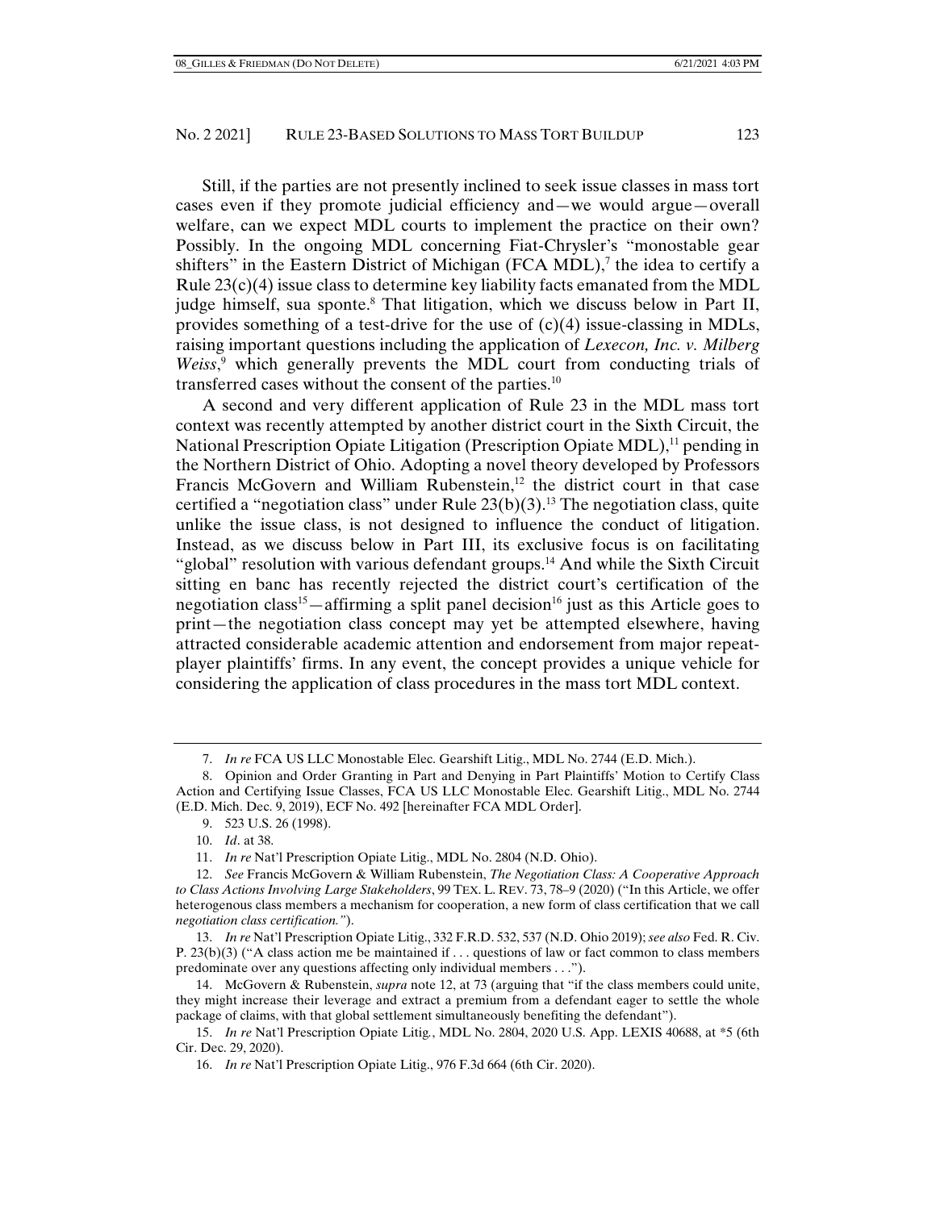Still, if the parties are not presently inclined to seek issue classes in mass tort cases even if they promote judicial efficiency and—we would argue—overall welfare, can we expect MDL courts to implement the practice on their own? Possibly. In the ongoing MDL concerning Fiat-Chrysler's "monostable gear shifters" in the Eastern District of Michigan (FCA MDL),[7] the idea to certify a Rule 23(c)(4) issue class to determine key liability facts emanated from the MDL judge himself, sua sponte.[8] That litigation, which we discuss below in Part II, provides something of a test-drive for the use of (c)(4) issue-classing in MDLs, raising important questions including the application of *Lexecon, Inc. v. Milberg Weiss*,[9] which generally prevents the MDL court from conducting trials of transferred cases without the consent of the parties.[10]

A second and very different application of Rule 23 in the MDL mass tort context was recently attempted by another district court in the Sixth Circuit, the National Prescription Opiate Litigation (Prescription Opiate MDL),[11] pending in the Northern District of Ohio. Adopting a novel theory developed by Professors Francis McGovern and William Rubenstein,[12] the district court in that case certified a "negotiation class" under Rule 23(b)(3).[13] The negotiation class, quite unlike the issue class, is not designed to influence the conduct of litigation. Instead, as we discuss below in Part III, its exclusive focus is on facilitating "global" resolution with various defendant groups.[14] And while the Sixth Circuit sitting en banc has recently rejected the district court's certification of the negotiation class[15]—affirming a split panel decision[16] just as this Article goes to print—the negotiation class concept may yet be attempted elsewhere, having attracted considerable academic attention and endorsement from major repeat-player plaintiffs' firms. In any event, the concept provides a unique vehicle for considering the application of class procedures in the mass tort MDL context.

---

7. *In re* FCA US LLC Monostable Elec. Gearshift Litig., MDL No. 2744 (E.D. Mich.).

8. Opinion and Order Granting in Part and Denying in Part Plaintiffs' Motion to Certify Class Action and Certifying Issue Classes, FCA US LLC Monostable Elec. Gearshift Litig., MDL No. 2744 (E.D. Mich. Dec. 9, 2019), ECF No. 492 [hereinafter FCA MDL Order].

9. 523 U.S. 26 (1998).

10. *Id*. at 38.

11. *In re* Nat'l Prescription Opiate Litig., MDL No. 2804 (N.D. Ohio).

12. *See* Francis McGovern & William Rubenstein, *The Negotiation Class: A Cooperative Approach to Class Actions Involving Large Stakeholders*, 99 TEX. L. REV. 73, 78–9 (2020) ("In this Article, we offer heterogenous class members a mechanism for cooperation, a new form of class certification that we call *negotiation class certification."*).

13. *In re* Nat'l Prescription Opiate Litig., 332 F.R.D. 532, 537 (N.D. Ohio 2019); *see also* Fed. R. Civ. P. 23(b)(3) ("A class action me be maintained if . . . questions of law or fact common to class members predominate over any questions affecting only individual members . . .").

14. McGovern & Rubenstein, *supra* note 12, at 73 (arguing that "if the class members could unite, they might increase their leverage and extract a premium from a defendant eager to settle the whole package of claims, with that global settlement simultaneously benefiting the defendant").

15. *In re* Nat'l Prescription Opiate Litig., MDL No. 2804, 2020 U.S. App. LEXIS 40688, at *5 (6th Cir. Dec. 29, 2020).

16. *In re* Nat'l Prescription Opiate Litig., 976 F.3d 664 (6th Cir. 2020).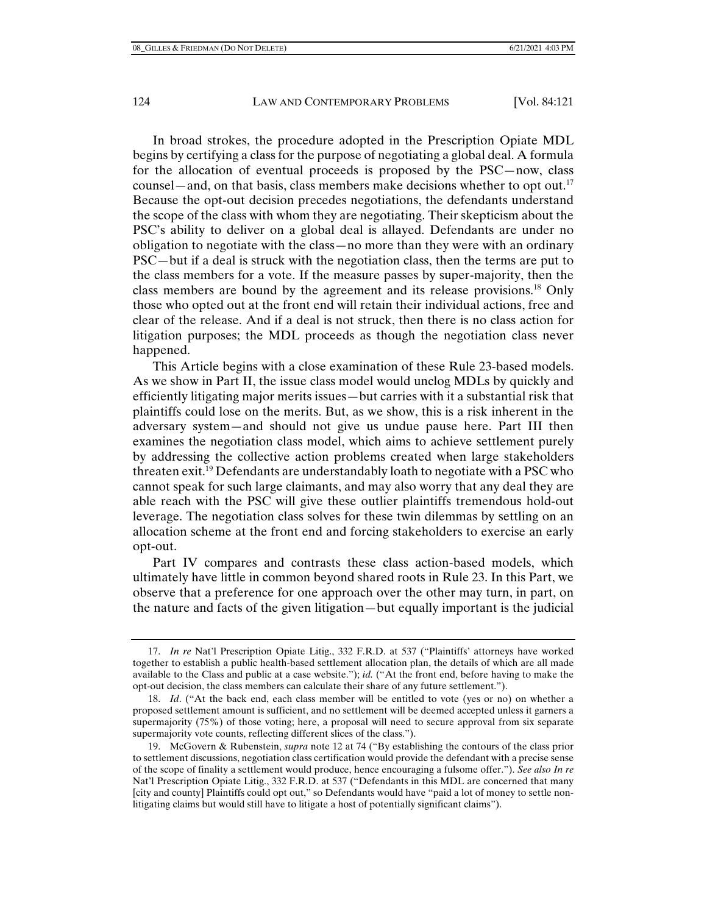In broad strokes, the procedure adopted in the Prescription Opiate MDL begins by certifying a class for the purpose of negotiating a global deal. A formula for the allocation of eventual proceeds is proposed by the PSC—now, class counsel—and, on that basis, class members make decisions whether to opt out.[17] Because the opt-out decision precedes negotiations, the defendants understand the scope of the class with whom they are negotiating. Their skepticism about the PSC's ability to deliver on a global deal is allayed. Defendants are under no obligation to negotiate with the class—no more than they were with an ordinary PSC—but if a deal is struck with the negotiation class, then the terms are put to the class members for a vote. If the measure passes by super-majority, then the class members are bound by the agreement and its release provisions.[18] Only those who opted out at the front end will retain their individual actions, free and clear of the release. And if a deal is not struck, then there is no class action for litigation purposes; the MDL proceeds as though the negotiation class never happened.

This Article begins with a close examination of these Rule 23-based models. As we show in Part II, the issue class model would unclog MDLs by quickly and efficiently litigating major merits issues—but carries with it a substantial risk that plaintiffs could lose on the merits. But, as we show, this is a risk inherent in the adversary system—and should not give us undue pause here. Part III then examines the negotiation class model, which aims to achieve settlement purely by addressing the collective action problems created when large stakeholders threaten exit.[19] Defendants are understandably loath to negotiate with a PSC who cannot speak for such large claimants, and may also worry that any deal they are able reach with the PSC will give these outlier plaintiffs tremendous hold-out leverage. The negotiation class solves for these twin dilemmas by settling on an allocation scheme at the front end and forcing stakeholders to exercise an early opt-out.

Part IV compares and contrasts these class action-based models, which ultimately have little in common beyond shared roots in Rule 23. In this Part, we observe that a preference for one approach over the other may turn, in part, on the nature and facts of the given litigation—but equally important is the judicial

17. *In re* Nat'l Prescription Opiate Litig., 332 F.R.D. at 537 ("Plaintiffs' attorneys have worked together to establish a public health-based settlement allocation plan, the details of which are all made available to the Class and public at a case website."); *id.* ("At the front end, before having to make the opt-out decision, the class members can calculate their share of any future settlement.").

18. *Id*. ("At the back end, each class member will be entitled to vote (yes or no) on whether a proposed settlement amount is sufficient, and no settlement will be deemed accepted unless it garners a supermajority (75%) of those voting; here, a proposal will need to secure approval from six separate supermajority vote counts, reflecting different slices of the class.").

19. McGovern & Rubenstein, *supra* note 12 at 74 ("By establishing the contours of the class prior to settlement discussions, negotiation class certification would provide the defendant with a precise sense of the scope of finality a settlement would produce, hence encouraging a fulsome offer."). *See also In re* Nat'l Prescription Opiate Litig., 332 F.R.D. at 537 ("Defendants in this MDL are concerned that many [city and county] Plaintiffs could opt out," so Defendants would have "paid a lot of money to settle non-litigating claims but would still have to litigate a host of potentially significant claims").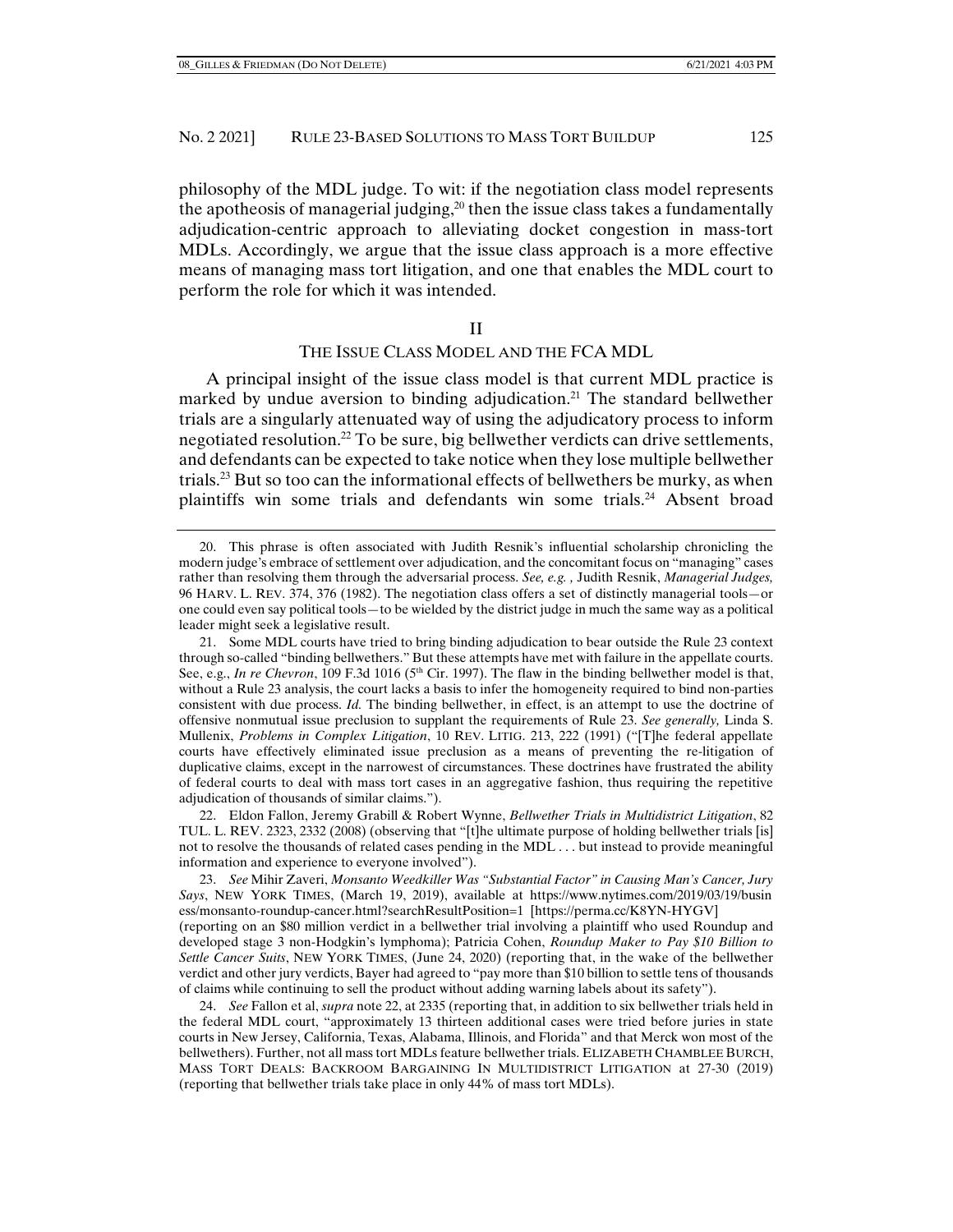philosophy of the MDL judge. To wit: if the negotiation class model represents the apotheosis of managerial judging,[20] then the issue class takes a fundamentally adjudication-centric approach to alleviating docket congestion in mass-tort MDLs. Accordingly, we argue that the issue class approach is a more effective means of managing mass tort litigation, and one that enables the MDL court to perform the role for which it was intended.

## II

## THE ISSUE CLASS MODEL AND THE FCA MDL

A principal insight of the issue class model is that current MDL practice is marked by undue aversion to binding adjudication.[21] The standard bellwether trials are a singularly attenuated way of using the adjudicatory process to inform negotiated resolution.[22] To be sure, big bellwether verdicts can drive settlements, and defendants can be expected to take notice when they lose multiple bellwether trials.[23] But so too can the informational effects of bellwethers be murky, as when plaintiffs win some trials and defendants win some trials.[24] Absent broad

---

20. This phrase is often associated with Judith Resnik's influential scholarship chronicling the modern judge's embrace of settlement over adjudication, and the concomitant focus on "managing" cases rather than resolving them through the adversarial process. *See, e.g.,* Judith Resnik, *Managerial Judges,* 96 HARV. L. REV. 374, 376 (1982). The negotiation class offers a set of distinctly managerial tools—or one could even say political tools—to be wielded by the district judge in much the same way as a political leader might seek a legislative result.

21. Some MDL courts have tried to bring binding adjudication to bear outside the Rule 23 context through so-called "binding bellwethers." But these attempts have met with failure in the appellate courts. See, e.g., *In re Chevron*, 109 F.3d 1016 (5th Cir. 1997). The flaw in the binding bellwether model is that, without a Rule 23 analysis, the court lacks a basis to infer the homogeneity required to bind non-parties consistent with due process. *Id.* The binding bellwether, in effect, is an attempt to use the doctrine of offensive nonmutual issue preclusion to supplant the requirements of Rule 23. *See generally,* Linda S. Mullenix, *Problems in Complex Litigation*, 10 REV. LITIG. 213, 222 (1991) ("[T]he federal appellate courts have effectively eliminated issue preclusion as a means of preventing the re-litigation of duplicative claims, except in the narrowest of circumstances. These doctrines have frustrated the ability of federal courts to deal with mass tort cases in an aggregative fashion, thus requiring the repetitive adjudication of thousands of similar claims.").

22. Eldon Fallon, Jeremy Grabill & Robert Wynne, *Bellwether Trials in Multidistrict Litigation*, 82 TUL. L. REV. 2323, 2332 (2008) (observing that "[t]he ultimate purpose of holding bellwether trials [is] not to resolve the thousands of related cases pending in the MDL . . . but instead to provide meaningful information and experience to everyone involved").

23. *See* Mihir Zaveri, *Monsanto Weedkiller Was "Substantial Factor" in Causing Man's Cancer, Jury Says*, NEW YORK TIMES, (March 19, 2019), available at https://www.nytimes.com/2019/03/19/business/monsanto-roundup-cancer.html?searchResultPosition=1 [https://perma.cc/K8YN-HYGV] (reporting on an $80 million verdict in a bellwether trial involving a plaintiff who used Roundup and developed stage 3 non-Hodgkin's lymphoma); Patricia Cohen, *Roundup Maker to Pay $10 Billion to Settle Cancer Suits*, NEW YORK TIMES, (June 24, 2020) (reporting that, in the wake of the bellwether verdict and other jury verdicts, Bayer had agreed to "pay more than $10 billion to settle tens of thousands of claims while continuing to sell the product without adding warning labels about its safety").

24. *See* Fallon et al, *supra* note 22, at 2335 (reporting that, in addition to six bellwether trials held in the federal MDL court, "approximately 13 thirteen additional cases were tried before juries in state courts in New Jersey, California, Texas, Alabama, Illinois, and Florida" and that Merck won most of the bellwethers). Further, not all mass tort MDLs feature bellwether trials. ELIZABETH CHAMBLEE BURCH, MASS TORT DEALS: BACKROOM BARGAINING IN MULTIDISTRICT LITIGATION at 27-30 (2019) (reporting that bellwether trials take place in only 44% of mass tort MDLs).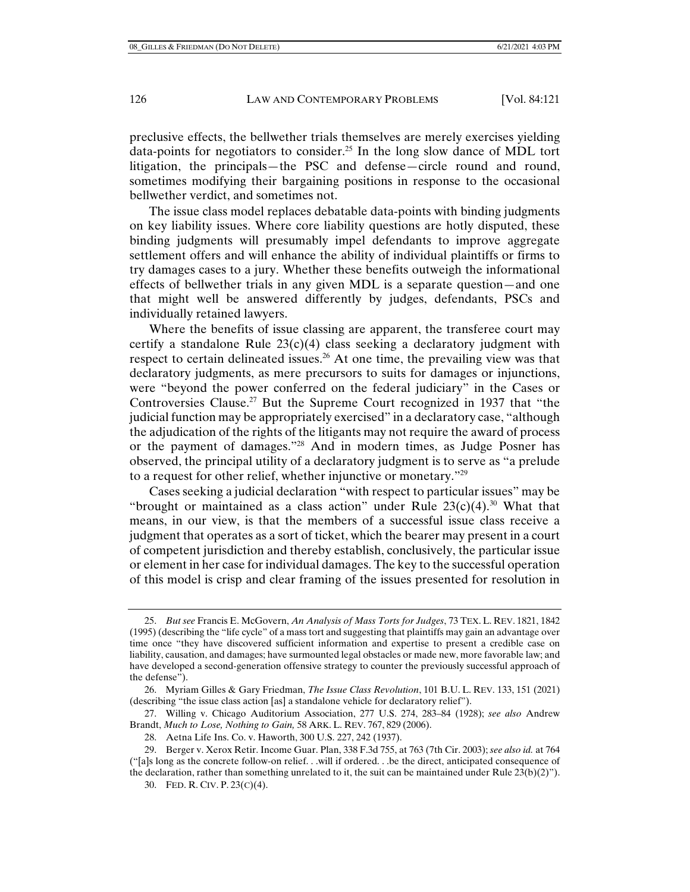preclusive effects, the bellwether trials themselves are merely exercises yielding data-points for negotiators to consider.[25] In the long slow dance of MDL tort litigation, the principals—the PSC and defense—circle round and round, sometimes modifying their bargaining positions in response to the occasional bellwether verdict, and sometimes not.

The issue class model replaces debatable data-points with binding judgments on key liability issues. Where core liability questions are hotly disputed, these binding judgments will presumably impel defendants to improve aggregate settlement offers and will enhance the ability of individual plaintiffs or firms to try damages cases to a jury. Whether these benefits outweigh the informational effects of bellwether trials in any given MDL is a separate question—and one that might well be answered differently by judges, defendants, PSCs and individually retained lawyers.

Where the benefits of issue classing are apparent, the transferee court may certify a standalone Rule 23(c)(4) class seeking a declaratory judgment with respect to certain delineated issues.[26] At one time, the prevailing view was that declaratory judgments, as mere precursors to suits for damages or injunctions, were "beyond the power conferred on the federal judiciary" in the Cases or Controversies Clause.[27] But the Supreme Court recognized in 1937 that "the judicial function may be appropriately exercised" in a declaratory case, "although the adjudication of the rights of the litigants may not require the award of process or the payment of damages."[28] And in modern times, as Judge Posner has observed, the principal utility of a declaratory judgment is to serve as "a prelude to a request for other relief, whether injunctive or monetary."[29]

Cases seeking a judicial declaration "with respect to particular issues" may be "brought or maintained as a class action" under Rule 23(c)(4).[30] What that means, in our view, is that the members of a successful issue class receive a judgment that operates as a sort of ticket, which the bearer may present in a court of competent jurisdiction and thereby establish, conclusively, the particular issue or element in her case for individual damages. The key to the successful operation of this model is crisp and clear framing of the issues presented for resolution in

---

25. *But see* Francis E. McGovern, *An Analysis of Mass Torts for Judges*, 73 TEX. L. REV. 1821, 1842 (1995) (describing the "life cycle" of a mass tort and suggesting that plaintiffs may gain an advantage over time once "they have discovered sufficient information and expertise to present a credible case on liability, causation, and damages; have surmounted legal obstacles or made new, more favorable law; and have developed a second-generation offensive strategy to counter the previously successful approach of the defense").

26. Myriam Gilles & Gary Friedman, *The Issue Class Revolution*, 101 B.U. L. REV. 133, 151 (2021) (describing "the issue class action [as] a standalone vehicle for declaratory relief").

27. Willing v. Chicago Auditorium Association, 277 U.S. 274, 283–84 (1928); *see also* Andrew Brandt, *Much to Lose, Nothing to Gain,* 58 ARK. L. REV. 767, 829 (2006).

28. Aetna Life Ins. Co. v. Haworth, 300 U.S. 227, 242 (1937).

29. Berger v. Xerox Retir. Income Guar. Plan, 338 F.3d 755, at 763 (7th Cir. 2003); *see also id.* at 764 ("[a]s long as the concrete follow-on relief. . .will if ordered. . .be the direct, anticipated consequence of the declaration, rather than something unrelated to it, the suit can be maintained under Rule 23(b)(2)").

30. FED. R. CIV. P. 23(C)(4).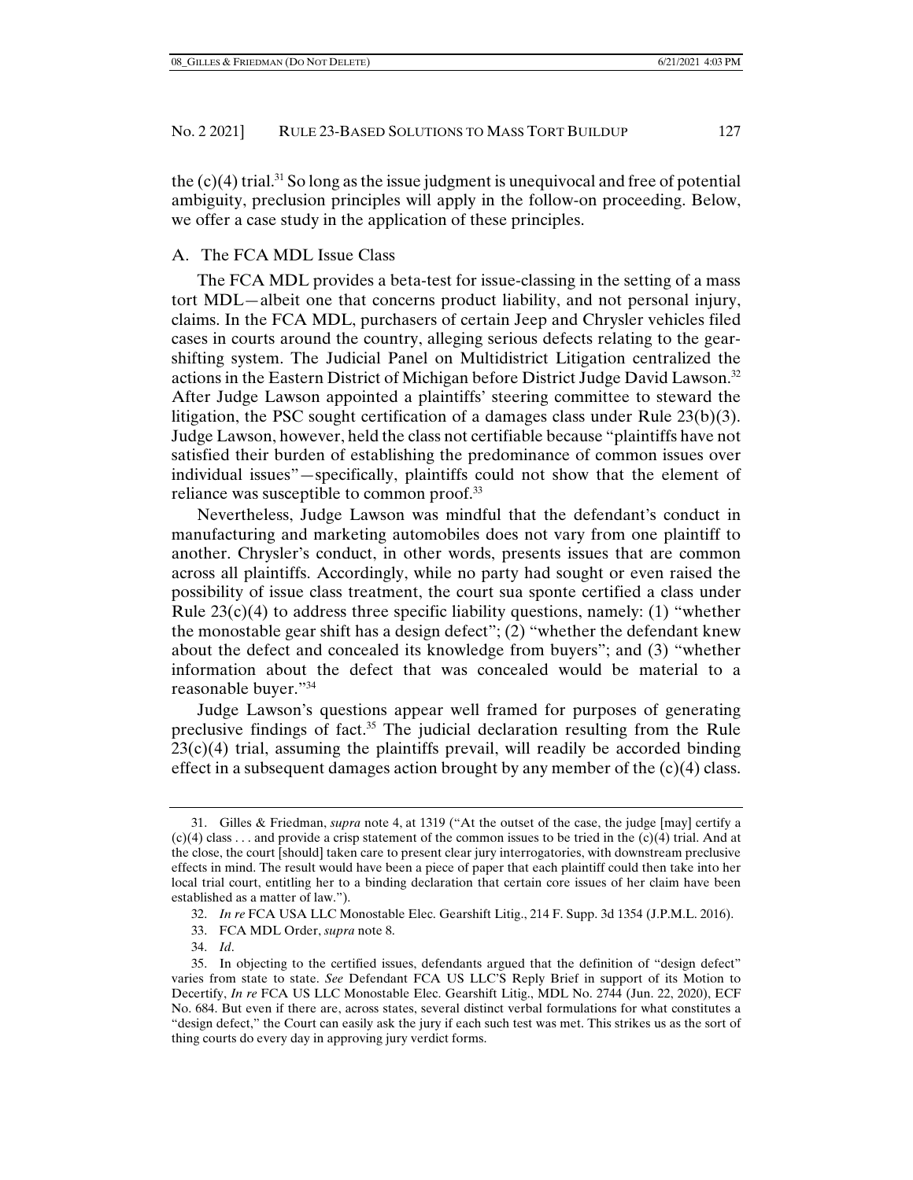the (c)(4) trial.[31] So long as the issue judgment is unequivocal and free of potential ambiguity, preclusion principles will apply in the follow-on proceeding. Below, we offer a case study in the application of these principles.

## A. The FCA MDL Issue Class

The FCA MDL provides a beta-test for issue-classing in the setting of a mass tort MDL—albeit one that concerns product liability, and not personal injury, claims. In the FCA MDL, purchasers of certain Jeep and Chrysler vehicles filed cases in courts around the country, alleging serious defects relating to the gear-shifting system. The Judicial Panel on Multidistrict Litigation centralized the actions in the Eastern District of Michigan before District Judge David Lawson.[32] After Judge Lawson appointed a plaintiffs' steering committee to steward the litigation, the PSC sought certification of a damages class under Rule 23(b)(3). Judge Lawson, however, held the class not certifiable because "plaintiffs have not satisfied their burden of establishing the predominance of common issues over individual issues"—specifically, plaintiffs could not show that the element of reliance was susceptible to common proof.[33]

Nevertheless, Judge Lawson was mindful that the defendant's conduct in manufacturing and marketing automobiles does not vary from one plaintiff to another. Chrysler's conduct, in other words, presents issues that are common across all plaintiffs. Accordingly, while no party had sought or even raised the possibility of issue class treatment, the court sua sponte certified a class under Rule 23(c)(4) to address three specific liability questions, namely: (1) "whether the monostable gear shift has a design defect"; (2) "whether the defendant knew about the defect and concealed its knowledge from buyers"; and (3) "whether information about the defect that was concealed would be material to a reasonable buyer."[34]

Judge Lawson's questions appear well framed for purposes of generating preclusive findings of fact.[35] The judicial declaration resulting from the Rule 23(c)(4) trial, assuming the plaintiffs prevail, will readily be accorded binding effect in a subsequent damages action brought by any member of the (c)(4) class.

---

31. Gilles & Friedman, *supra* note 4, at 1319 ("At the outset of the case, the judge [may] certify a (c)(4) class . . . and provide a crisp statement of the common issues to be tried in the (c)(4) trial. And at the close, the court [should] taken care to present clear jury interrogatories, with downstream preclusive effects in mind. The result would have been a piece of paper that each plaintiff could then take into her local trial court, entitling her to a binding declaration that certain core issues of her claim have been established as a matter of law.").

32. *In re* FCA USA LLC Monostable Elec. Gearshift Litig., 214 F. Supp. 3d 1354 (J.P.M.L. 2016).

33. FCA MDL Order, *supra* note 8.

34. *Id*.

35. In objecting to the certified issues, defendants argued that the definition of "design defect" varies from state to state. *See* Defendant FCA US LLC'S Reply Brief in support of its Motion to Decertify, *In re* FCA US LLC Monostable Elec. Gearshift Litig., MDL No. 2744 (Jun. 22, 2020), ECF No. 684. But even if there are, across states, several distinct verbal formulations for what constitutes a "design defect," the Court can easily ask the jury if each such test was met. This strikes us as the sort of thing courts do every day in approving jury verdict forms.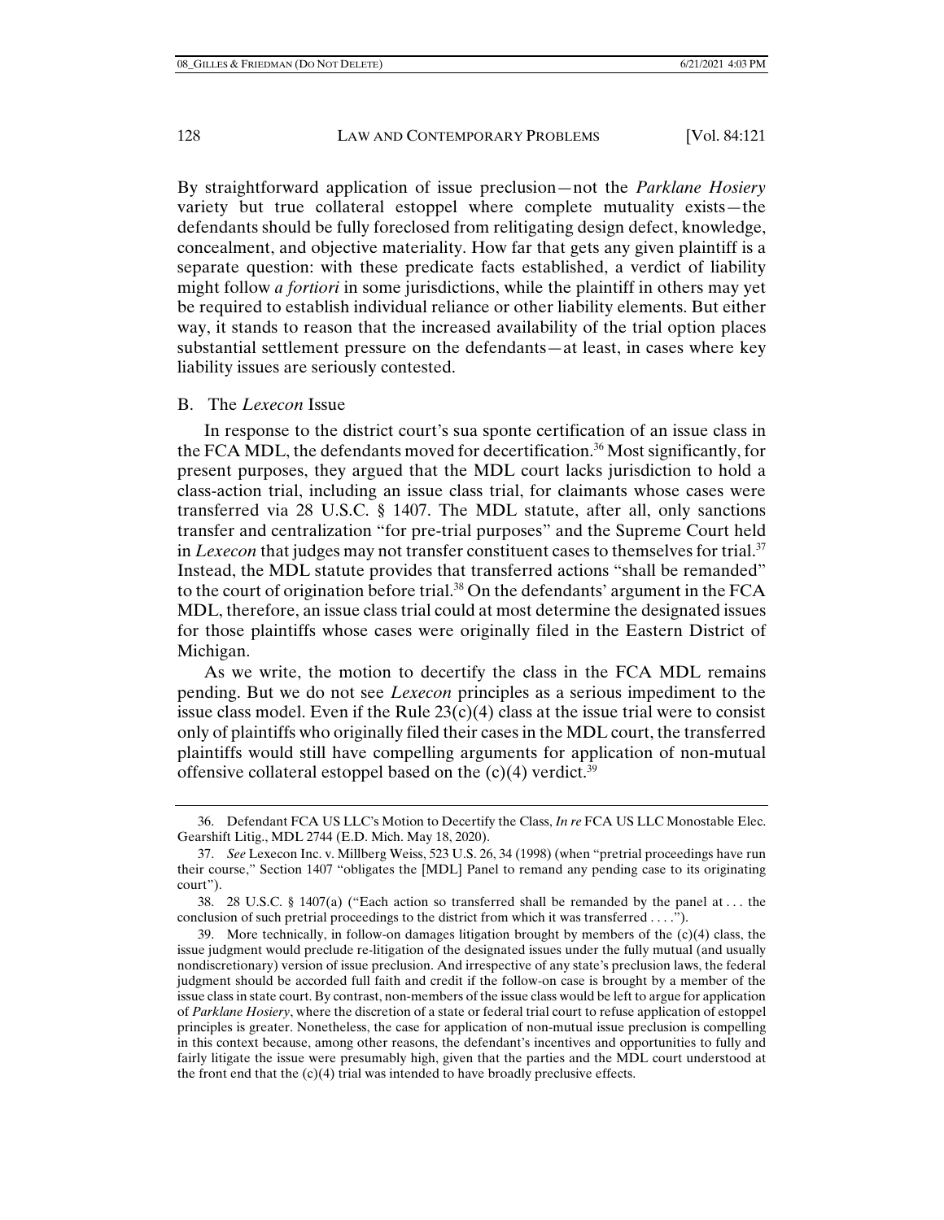By straightforward application of issue preclusion—not the *Parklane Hosiery* variety but true collateral estoppel where complete mutuality exists—the defendants should be fully foreclosed from relitigating design defect, knowledge, concealment, and objective materiality. How far that gets any given plaintiff is a separate question: with these predicate facts established, a verdict of liability might follow *a fortiori* in some jurisdictions, while the plaintiff in others may yet be required to establish individual reliance or other liability elements. But either way, it stands to reason that the increased availability of the trial option places substantial settlement pressure on the defendants—at least, in cases where key liability issues are seriously contested.

## B. The *Lexecon* Issue

In response to the district court's sua sponte certification of an issue class in the FCA MDL, the defendants moved for decertification.[36] Most significantly, for present purposes, they argued that the MDL court lacks jurisdiction to hold a class-action trial, including an issue class trial, for claimants whose cases were transferred via 28 U.S.C. § 1407. The MDL statute, after all, only sanctions transfer and centralization "for pre-trial purposes" and the Supreme Court held in *Lexecon* that judges may not transfer constituent cases to themselves for trial.[37] Instead, the MDL statute provides that transferred actions "shall be remanded" to the court of origination before trial.[38] On the defendants' argument in the FCA MDL, therefore, an issue class trial could at most determine the designated issues for those plaintiffs whose cases were originally filed in the Eastern District of Michigan.

As we write, the motion to decertify the class in the FCA MDL remains pending. But we do not see *Lexecon* principles as a serious impediment to the issue class model. Even if the Rule 23(c)(4) class at the issue trial were to consist only of plaintiffs who originally filed their cases in the MDL court, the transferred plaintiffs would still have compelling arguments for application of non-mutual offensive collateral estoppel based on the (c)(4) verdict.[39]

---

36. Defendant FCA US LLC's Motion to Decertify the Class, *In re* FCA US LLC Monostable Elec. Gearshift Litig., MDL 2744 (E.D. Mich. May 18, 2020).

37. *See* Lexecon Inc. v. Millberg Weiss, 523 U.S. 26, 34 (1998) (when "pretrial proceedings have run their course," Section 1407 "obligates the [MDL] Panel to remand any pending case to its originating court").

38. 28 U.S.C. § 1407(a) ("Each action so transferred shall be remanded by the panel at . . . the conclusion of such pretrial proceedings to the district from which it was transferred . . . .").

39. More technically, in follow-on damages litigation brought by members of the (c)(4) class, the issue judgment would preclude re-litigation of the designated issues under the fully mutual (and usually nondiscretionary) version of issue preclusion. And irrespective of any state's preclusion laws, the federal judgment should be accorded full faith and credit if the follow-on case is brought by a member of the issue class in state court. By contrast, non-members of the issue class would be left to argue for application of *Parklane Hosiery*, where the discretion of a state or federal trial court to refuse application of estoppel principles is greater. Nonetheless, the case for application of non-mutual issue preclusion is compelling in this context because, among other reasons, the defendant's incentives and opportunities to fully and fairly litigate the issue were presumably high, given that the parties and the MDL court understood at the front end that the (c)(4) trial was intended to have broadly preclusive effects.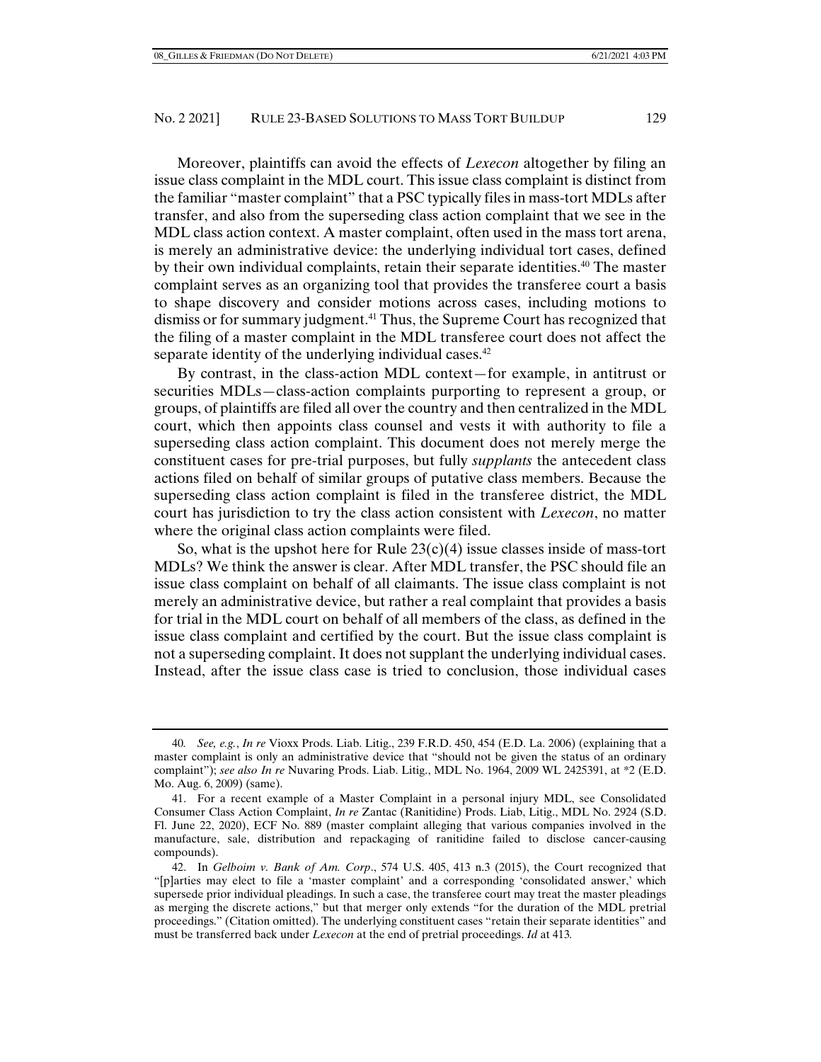Moreover, plaintiffs can avoid the effects of *Lexecon* altogether by filing an issue class complaint in the MDL court. This issue class complaint is distinct from the familiar "master complaint" that a PSC typically files in mass-tort MDLs after transfer, and also from the superseding class action complaint that we see in the MDL class action context. A master complaint, often used in the mass tort arena, is merely an administrative device: the underlying individual tort cases, defined by their own individual complaints, retain their separate identities.[40] The master complaint serves as an organizing tool that provides the transferee court a basis to shape discovery and consider motions across cases, including motions to dismiss or for summary judgment.[41] Thus, the Supreme Court has recognized that the filing of a master complaint in the MDL transferee court does not affect the separate identity of the underlying individual cases.[42]

By contrast, in the class-action MDL context—for example, in antitrust or securities MDLs—class-action complaints purporting to represent a group, or groups, of plaintiffs are filed all over the country and then centralized in the MDL court, which then appoints class counsel and vests it with authority to file a superseding class action complaint. This document does not merely merge the constituent cases for pre-trial purposes, but fully *supplants* the antecedent class actions filed on behalf of similar groups of putative class members. Because the superseding class action complaint is filed in the transferee district, the MDL court has jurisdiction to try the class action consistent with *Lexecon*, no matter where the original class action complaints were filed.

So, what is the upshot here for Rule 23(c)(4) issue classes inside of mass-tort MDLs? We think the answer is clear. After MDL transfer, the PSC should file an issue class complaint on behalf of all claimants. The issue class complaint is not merely an administrative device, but rather a real complaint that provides a basis for trial in the MDL court on behalf of all members of the class, as defined in the issue class complaint and certified by the court. But the issue class complaint is not a superseding complaint. It does not supplant the underlying individual cases. Instead, after the issue class case is tried to conclusion, those individual cases

---

40. *See, e.g.*, *In re* Vioxx Prods. Liab. Litig., 239 F.R.D. 450, 454 (E.D. La. 2006) (explaining that a master complaint is only an administrative device that "should not be given the status of an ordinary complaint"); *see also In re* Nuvaring Prods. Liab. Litig., MDL No. 1964, 2009 WL 2425391, at *2 (E.D. Mo. Aug. 6, 2009) (same).

41. For a recent example of a Master Complaint in a personal injury MDL, see Consolidated Consumer Class Action Complaint, *In re* Zantac (Ranitidine) Prods. Liab, Litig., MDL No. 2924 (S.D. Fl. June 22, 2020), ECF No. 889 (master complaint alleging that various companies involved in the manufacture, sale, distribution and repackaging of ranitidine failed to disclose cancer-causing compounds).

42. In *Gelboim v. Bank of Am. Corp*., 574 U.S. 405, 413 n.3 (2015), the Court recognized that "[p]arties may elect to file a 'master complaint' and a corresponding 'consolidated answer,' which supersede prior individual pleadings. In such a case, the transferee court may treat the master pleadings as merging the discrete actions," but that merger only extends "for the duration of the MDL pretrial proceedings." (Citation omitted). The underlying constituent cases "retain their separate identities" and must be transferred back under *Lexecon* at the end of pretrial proceedings. *Id* at 413*.*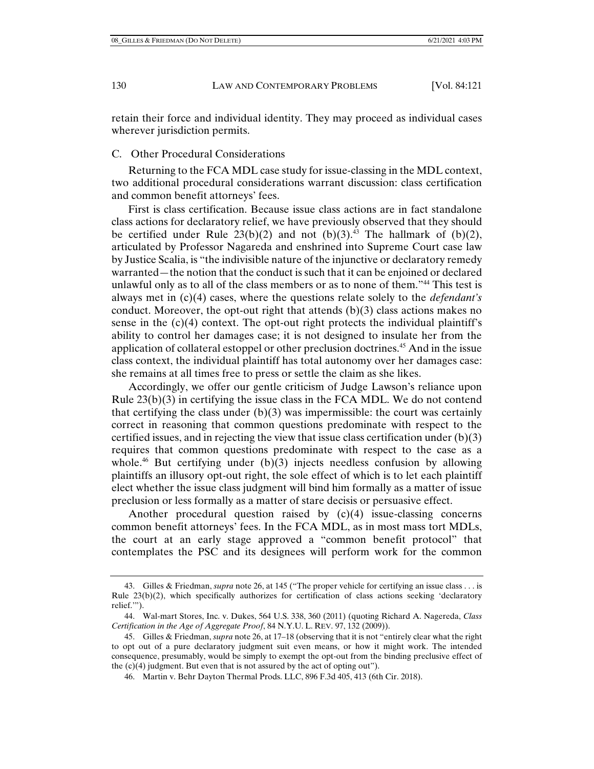retain their force and individual identity. They may proceed as individual cases wherever jurisdiction permits.

### C. Other Procedural Considerations

Returning to the FCA MDL case study for issue-classing in the MDL context, two additional procedural considerations warrant discussion: class certification and common benefit attorneys' fees.

First is class certification. Because issue class actions are in fact standalone class actions for declaratory relief, we have previously observed that they should be certified under Rule 23(b)(2) and not (b)(3).[43] The hallmark of (b)(2), articulated by Professor Nagareda and enshrined into Supreme Court case law by Justice Scalia, is "the indivisible nature of the injunctive or declaratory remedy warranted—the notion that the conduct is such that it can be enjoined or declared unlawful only as to all of the class members or as to none of them."[44] This test is always met in (c)(4) cases, where the questions relate solely to the *defendant's* conduct. Moreover, the opt-out right that attends (b)(3) class actions makes no sense in the (c)(4) context. The opt-out right protects the individual plaintiff's ability to control her damages case; it is not designed to insulate her from the application of collateral estoppel or other preclusion doctrines.[45] And in the issue class context, the individual plaintiff has total autonomy over her damages case: she remains at all times free to press or settle the claim as she likes.

Accordingly, we offer our gentle criticism of Judge Lawson's reliance upon Rule 23(b)(3) in certifying the issue class in the FCA MDL. We do not contend that certifying the class under (b)(3) was impermissible: the court was certainly correct in reasoning that common questions predominate with respect to the certified issues, and in rejecting the view that issue class certification under (b)(3) requires that common questions predominate with respect to the case as a whole.[46] But certifying under (b)(3) injects needless confusion by allowing plaintiffs an illusory opt-out right, the sole effect of which is to let each plaintiff elect whether the issue class judgment will bind him formally as a matter of issue preclusion or less formally as a matter of stare decisis or persuasive effect.

Another procedural question raised by (c)(4) issue-classing concerns common benefit attorneys' fees. In the FCA MDL, as in most mass tort MDLs, the court at an early stage approved a "common benefit protocol" that contemplates the PSC and its designees will perform work for the common

---

43. Gilles & Friedman, *supra* note 26, at 145 ("The proper vehicle for certifying an issue class . . . is Rule 23(b)(2), which specifically authorizes for certification of class actions seeking 'declaratory relief.'").

44. Wal-mart Stores, Inc. v. Dukes, 564 U.S. 338, 360 (2011) (quoting Richard A. Nagareda, *Class Certification in the Age of Aggregate Proof*, 84 N.Y.U. L. REV. 97, 132 (2009)).

45. Gilles & Friedman, *supra* note 26, at 17–18 (observing that it is not "entirely clear what the right to opt out of a pure declaratory judgment suit even means, or how it might work. The intended consequence, presumably, would be simply to exempt the opt-out from the binding preclusive effect of the (c)(4) judgment. But even that is not assured by the act of opting out").

46. Martin v. Behr Dayton Thermal Prods. LLC, 896 F.3d 405, 413 (6th Cir. 2018).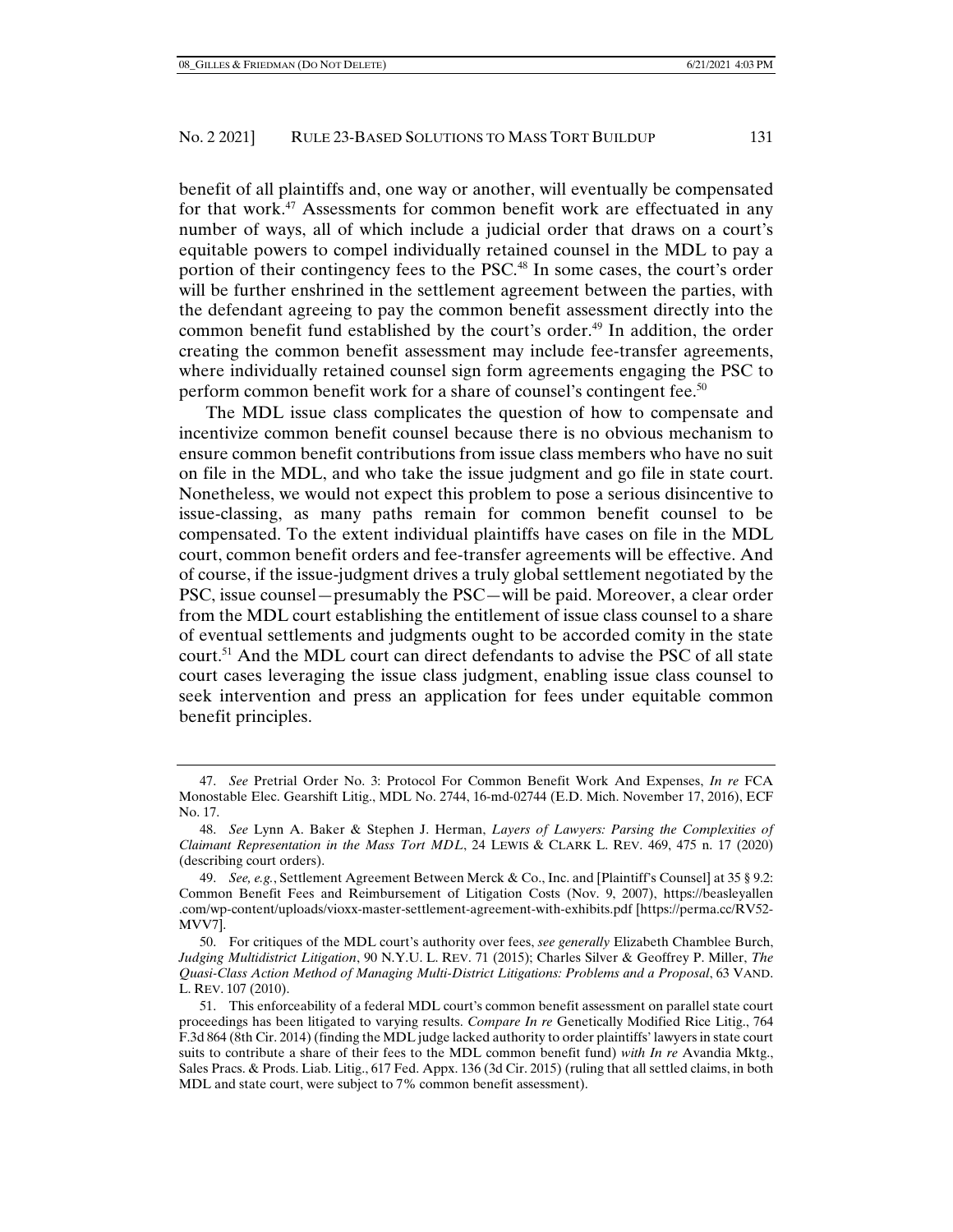benefit of all plaintiffs and, one way or another, will eventually be compensated for that work.[47] Assessments for common benefit work are effectuated in any number of ways, all of which include a judicial order that draws on a court's equitable powers to compel individually retained counsel in the MDL to pay a portion of their contingency fees to the PSC.[48] In some cases, the court's order will be further enshrined in the settlement agreement between the parties, with the defendant agreeing to pay the common benefit assessment directly into the common benefit fund established by the court's order.[49] In addition, the order creating the common benefit assessment may include fee-transfer agreements, where individually retained counsel sign form agreements engaging the PSC to perform common benefit work for a share of counsel's contingent fee.[50]

The MDL issue class complicates the question of how to compensate and incentivize common benefit counsel because there is no obvious mechanism to ensure common benefit contributions from issue class members who have no suit on file in the MDL, and who take the issue judgment and go file in state court. Nonetheless, we would not expect this problem to pose a serious disincentive to issue-classing, as many paths remain for common benefit counsel to be compensated. To the extent individual plaintiffs have cases on file in the MDL court, common benefit orders and fee-transfer agreements will be effective. And of course, if the issue-judgment drives a truly global settlement negotiated by the PSC, issue counsel—presumably the PSC—will be paid. Moreover, a clear order from the MDL court establishing the entitlement of issue class counsel to a share of eventual settlements and judgments ought to be accorded comity in the state court.[51] And the MDL court can direct defendants to advise the PSC of all state court cases leveraging the issue class judgment, enabling issue class counsel to seek intervention and press an application for fees under equitable common benefit principles.

---

47. *See* Pretrial Order No. 3: Protocol For Common Benefit Work And Expenses, *In re* FCA Monostable Elec. Gearshift Litig., MDL No. 2744, 16-md-02744 (E.D. Mich. November 17, 2016), ECF No. 17.

48. *See* Lynn A. Baker & Stephen J. Herman, *Layers of Lawyers: Parsing the Complexities of Claimant Representation in the Mass Tort MDL*, 24 LEWIS & CLARK L. REV. 469, 475 n. 17 (2020) (describing court orders).

49. *See, e.g.*, Settlement Agreement Between Merck & Co., Inc. and [Plaintiff's Counsel] at 35 § 9.2: Common Benefit Fees and Reimbursement of Litigation Costs (Nov. 9, 2007), https://beasleyallen.com/wp-content/uploads/vioxx-master-settlement-agreement-with-exhibits.pdf [https://perma.cc/RV52-MVV7].

50. For critiques of the MDL court's authority over fees, *see generally* Elizabeth Chamblee Burch, *Judging Multidistrict Litigation*, 90 N.Y.U. L. REV. 71 (2015); Charles Silver & Geoffrey P. Miller, *The Quasi-Class Action Method of Managing Multi-District Litigations: Problems and a Proposal*, 63 VAND. L. REV. 107 (2010).

51. This enforceability of a federal MDL court's common benefit assessment on parallel state court proceedings has been litigated to varying results. *Compare In re* Genetically Modified Rice Litig., 764 F.3d 864 (8th Cir. 2014) (finding the MDL judge lacked authority to order plaintiffs' lawyers in state court suits to contribute a share of their fees to the MDL common benefit fund) *with In re* Avandia Mktg., Sales Pracs. & Prods. Liab. Litig., 617 Fed. Appx. 136 (3d Cir. 2015) (ruling that all settled claims, in both MDL and state court, were subject to 7% common benefit assessment).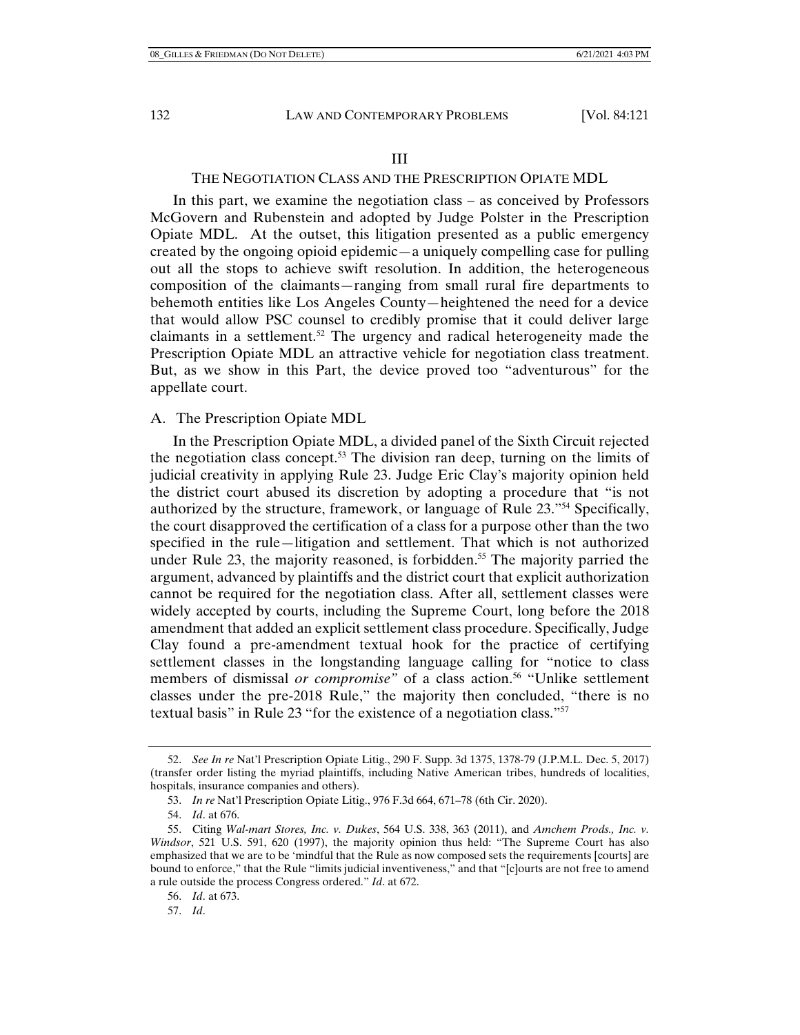## III

## THE NEGOTIATION CLASS AND THE PRESCRIPTION OPIATE MDL

In this part, we examine the negotiation class – as conceived by Professors McGovern and Rubenstein and adopted by Judge Polster in the Prescription Opiate MDL. At the outset, this litigation presented as a public emergency created by the ongoing opioid epidemic—a uniquely compelling case for pulling out all the stops to achieve swift resolution. In addition, the heterogeneous composition of the claimants—ranging from small rural fire departments to behemoth entities like Los Angeles County—heightened the need for a device that would allow PSC counsel to credibly promise that it could deliver large claimants in a settlement.[52] The urgency and radical heterogeneity made the Prescription Opiate MDL an attractive vehicle for negotiation class treatment. But, as we show in this Part, the device proved too "adventurous" for the appellate court.

### A. The Prescription Opiate MDL

In the Prescription Opiate MDL, a divided panel of the Sixth Circuit rejected the negotiation class concept.[53] The division ran deep, turning on the limits of judicial creativity in applying Rule 23. Judge Eric Clay's majority opinion held the district court abused its discretion by adopting a procedure that "is not authorized by the structure, framework, or language of Rule 23."[54] Specifically, the court disapproved the certification of a class for a purpose other than the two specified in the rule—litigation and settlement. That which is not authorized under Rule 23, the majority reasoned, is forbidden.[55] The majority parried the argument, advanced by plaintiffs and the district court that explicit authorization cannot be required for the negotiation class. After all, settlement classes were widely accepted by courts, including the Supreme Court, long before the 2018 amendment that added an explicit settlement class procedure. Specifically, Judge Clay found a pre-amendment textual hook for the practice of certifying settlement classes in the longstanding language calling for "notice to class members of dismissal *or compromise*" of a class action.[56] "Unlike settlement classes under the pre-2018 Rule," the majority then concluded, "there is no textual basis" in Rule 23 "for the existence of a negotiation class."[57]

---

52. *See In re* Nat'l Prescription Opiate Litig., 290 F. Supp. 3d 1375, 1378-79 (J.P.M.L. Dec. 5, 2017) (transfer order listing the myriad plaintiffs, including Native American tribes, hundreds of localities, hospitals, insurance companies and others).

53. *In re* Nat'l Prescription Opiate Litig., 976 F.3d 664, 671–78 (6th Cir. 2020).

54. *Id*. at 676.

55. Citing *Wal-mart Stores, Inc. v. Dukes*, 564 U.S. 338, 363 (2011), and *Amchem Prods., Inc. v. Windsor*, 521 U.S. 591, 620 (1997), the majority opinion thus held: "The Supreme Court has also emphasized that we are to be 'mindful that the Rule as now composed sets the requirements [courts] are bound to enforce," that the Rule "limits judicial inventiveness," and that "[c]ourts are not free to amend a rule outside the process Congress ordered." *Id*. at 672.

56. *Id*. at 673.

57. *Id*.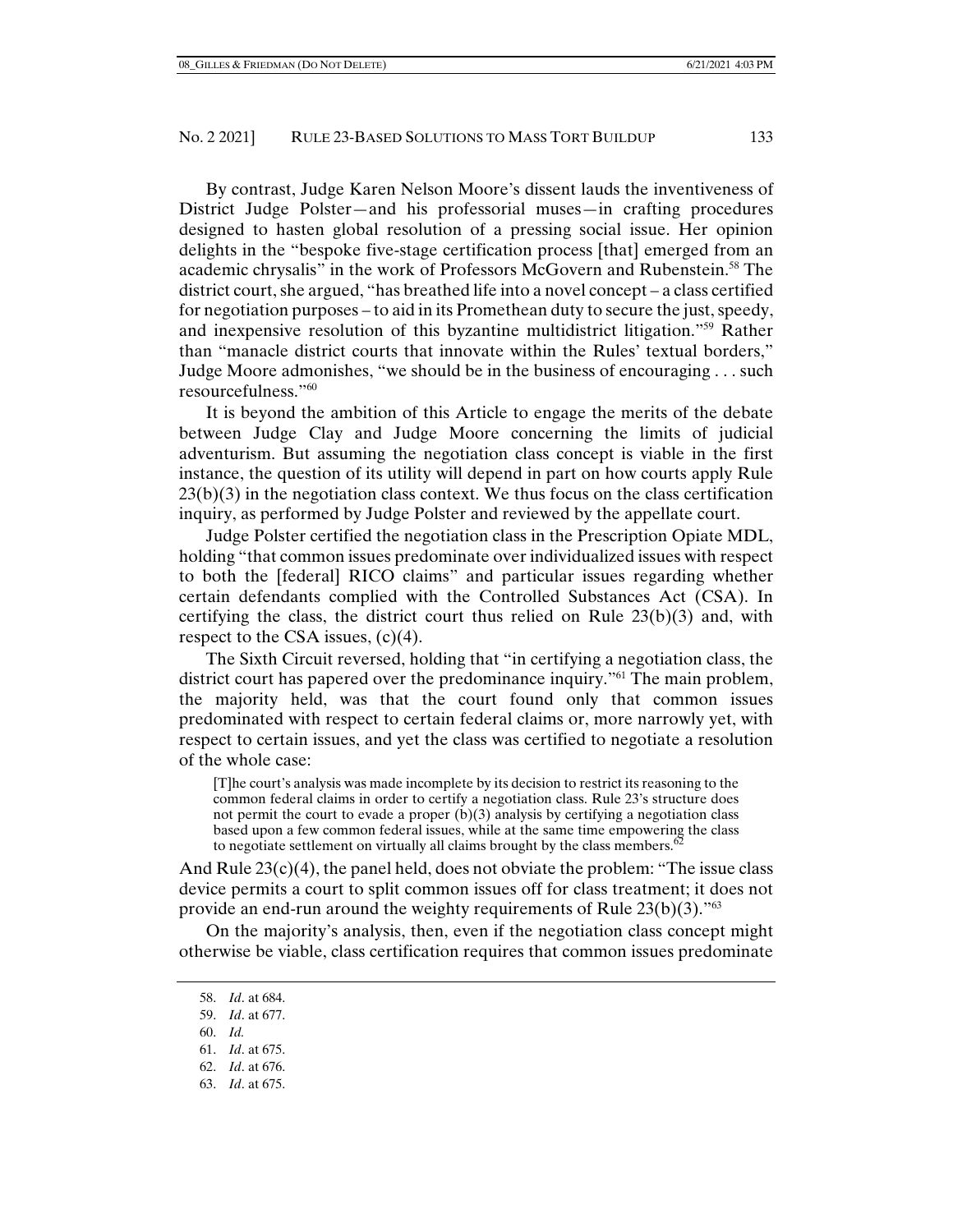By contrast, Judge Karen Nelson Moore's dissent lauds the inventiveness of District Judge Polster—and his professorial muses—in crafting procedures designed to hasten global resolution of a pressing social issue. Her opinion delights in the "bespoke five-stage certification process [that] emerged from an academic chrysalis" in the work of Professors McGovern and Rubenstein.[58] The district court, she argued, "has breathed life into a novel concept – a class certified for negotiation purposes – to aid in its Promethean duty to secure the just, speedy, and inexpensive resolution of this byzantine multidistrict litigation."[59] Rather than "manacle district courts that innovate within the Rules' textual borders," Judge Moore admonishes, "we should be in the business of encouraging . . . such resourcefulness."[60]

It is beyond the ambition of this Article to engage the merits of the debate between Judge Clay and Judge Moore concerning the limits of judicial adventurism. But assuming the negotiation class concept is viable in the first instance, the question of its utility will depend in part on how courts apply Rule 23(b)(3) in the negotiation class context. We thus focus on the class certification inquiry, as performed by Judge Polster and reviewed by the appellate court.

Judge Polster certified the negotiation class in the Prescription Opiate MDL, holding "that common issues predominate over individualized issues with respect to both the [federal] RICO claims" and particular issues regarding whether certain defendants complied with the Controlled Substances Act (CSA). In certifying the class, the district court thus relied on Rule 23(b)(3) and, with respect to the CSA issues, (c)(4).

The Sixth Circuit reversed, holding that "in certifying a negotiation class, the district court has papered over the predominance inquiry."[61] The main problem, the majority held, was that the court found only that common issues predominated with respect to certain federal claims or, more narrowly yet, with respect to certain issues, and yet the class was certified to negotiate a resolution of the whole case:

> [T]he court's analysis was made incomplete by its decision to restrict its reasoning to the common federal claims in order to certify a negotiation class. Rule 23's structure does not permit the court to evade a proper (b)(3) analysis by certifying a negotiation class based upon a few common federal issues, while at the same time empowering the class to negotiate settlement on virtually all claims brought by the class members.[62]

And Rule 23(c)(4), the panel held, does not obviate the problem: "The issue class device permits a court to split common issues off for class treatment; it does not provide an end-run around the weighty requirements of Rule 23(b)(3)."[63]

On the majority's analysis, then, even if the negotiation class concept might otherwise be viable, class certification requires that common issues predominate

---

58. *Id*. at 684.

59. *Id*. at 677.

60. *Id.*

61. *Id*. at 675.

62. *Id*. at 676.

63. *Id*. at 675.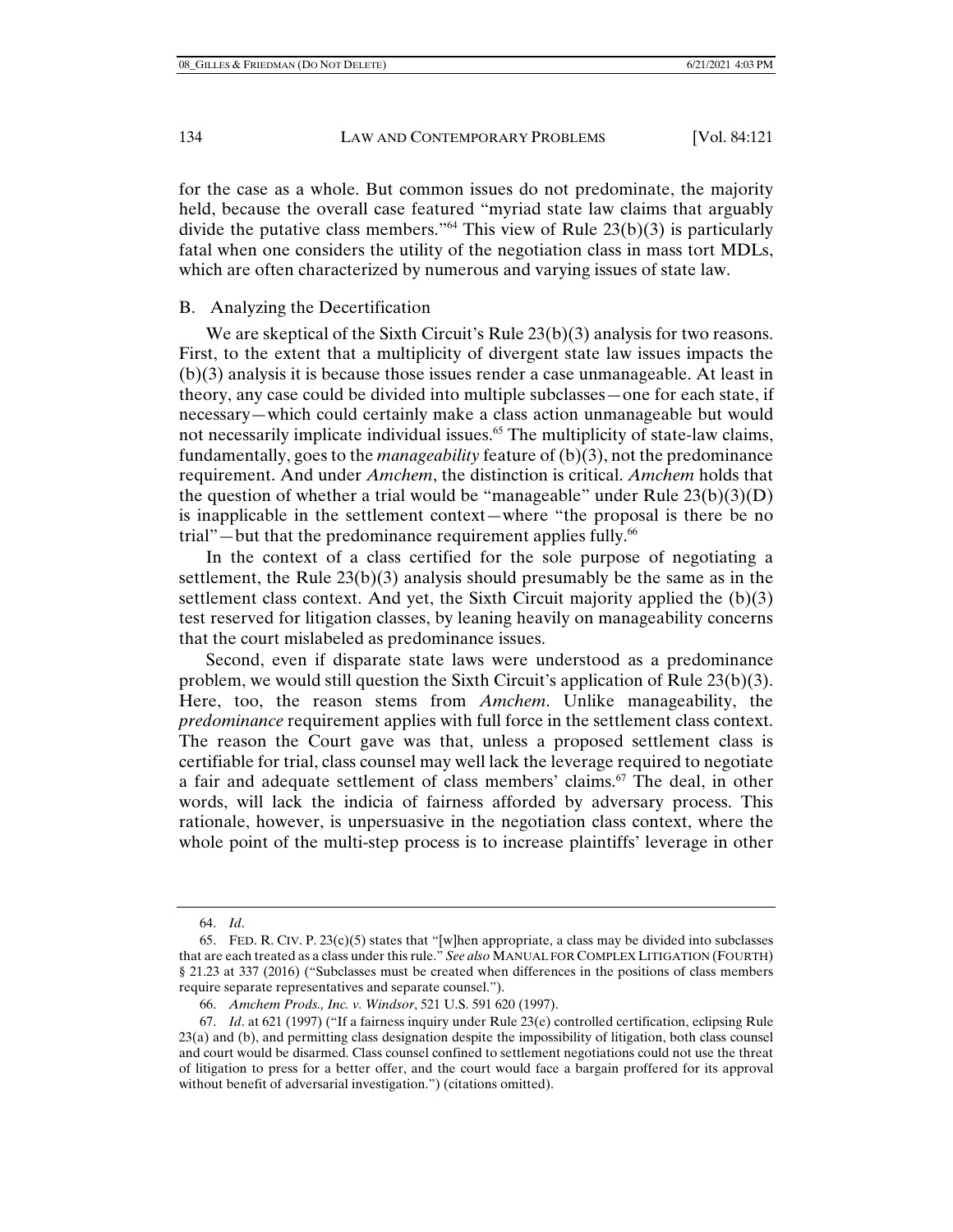for the case as a whole. But common issues do not predominate, the majority held, because the overall case featured "myriad state law claims that arguably divide the putative class members."[64] This view of Rule 23(b)(3) is particularly fatal when one considers the utility of the negotiation class in mass tort MDLs, which are often characterized by numerous and varying issues of state law.

## B. Analyzing the Decertification

We are skeptical of the Sixth Circuit's Rule 23(b)(3) analysis for two reasons. First, to the extent that a multiplicity of divergent state law issues impacts the (b)(3) analysis it is because those issues render a case unmanageable. At least in theory, any case could be divided into multiple subclasses—one for each state, if necessary—which could certainly make a class action unmanageable but would not necessarily implicate individual issues.[65] The multiplicity of state-law claims, fundamentally, goes to the *manageability* feature of (b)(3), not the predominance requirement. And under *Amchem*, the distinction is critical. *Amchem* holds that the question of whether a trial would be "manageable" under Rule 23(b)(3)(D) is inapplicable in the settlement context—where "the proposal is there be no trial"—but that the predominance requirement applies fully.[66]

In the context of a class certified for the sole purpose of negotiating a settlement, the Rule 23(b)(3) analysis should presumably be the same as in the settlement class context. And yet, the Sixth Circuit majority applied the (b)(3) test reserved for litigation classes, by leaning heavily on manageability concerns that the court mislabeled as predominance issues.

Second, even if disparate state laws were understood as a predominance problem, we would still question the Sixth Circuit's application of Rule 23(b)(3). Here, too, the reason stems from *Amchem*. Unlike manageability, the *predominance* requirement applies with full force in the settlement class context. The reason the Court gave was that, unless a proposed settlement class is certifiable for trial, class counsel may well lack the leverage required to negotiate a fair and adequate settlement of class members' claims.[67] The deal, in other words, will lack the indicia of fairness afforded by adversary process. This rationale, however, is unpersuasive in the negotiation class context, where the whole point of the multi-step process is to increase plaintiffs' leverage in other

---

64. *Id*.

65. FED. R. CIV. P. 23(c)(5) states that "[w]hen appropriate, a class may be divided into subclasses that are each treated as a class under this rule." *See also* MANUAL FOR COMPLEX LITIGATION (FOURTH) § 21.23 at 337 (2016) ("Subclasses must be created when differences in the positions of class members require separate representatives and separate counsel.").

66. *Amchem Prods., Inc. v. Windsor*, 521 U.S. 591 620 (1997).

67. *Id*. at 621 (1997) ("If a fairness inquiry under Rule 23(e) controlled certification, eclipsing Rule 23(a) and (b), and permitting class designation despite the impossibility of litigation, both class counsel and court would be disarmed. Class counsel confined to settlement negotiations could not use the threat of litigation to press for a better offer, and the court would face a bargain proffered for its approval without benefit of adversarial investigation.") (citations omitted).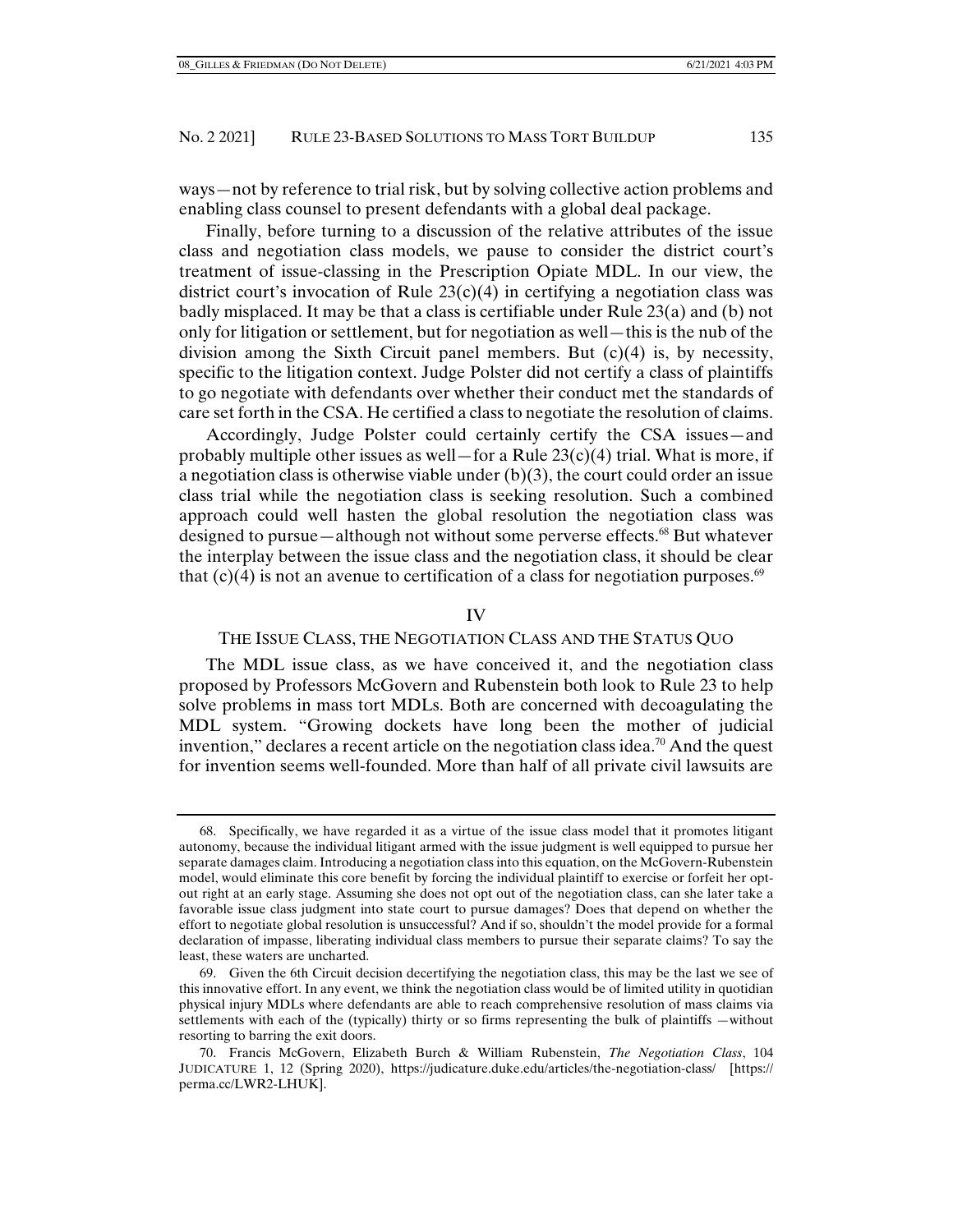ways—not by reference to trial risk, but by solving collective action problems and enabling class counsel to present defendants with a global deal package.

Finally, before turning to a discussion of the relative attributes of the issue class and negotiation class models, we pause to consider the district court's treatment of issue-classing in the Prescription Opiate MDL. In our view, the district court's invocation of Rule 23(c)(4) in certifying a negotiation class was badly misplaced. It may be that a class is certifiable under Rule 23(a) and (b) not only for litigation or settlement, but for negotiation as well—this is the nub of the division among the Sixth Circuit panel members. But (c)(4) is, by necessity, specific to the litigation context. Judge Polster did not certify a class of plaintiffs to go negotiate with defendants over whether their conduct met the standards of care set forth in the CSA. He certified a class to negotiate the resolution of claims.

Accordingly, Judge Polster could certainly certify the CSA issues—and probably multiple other issues as well—for a Rule 23(c)(4) trial. What is more, if a negotiation class is otherwise viable under (b)(3), the court could order an issue class trial while the negotiation class is seeking resolution. Such a combined approach could well hasten the global resolution the negotiation class was designed to pursue—although not without some perverse effects.[68] But whatever the interplay between the issue class and the negotiation class, it should be clear that (c)(4) is not an avenue to certification of a class for negotiation purposes.[69]

## IV

## THE ISSUE CLASS, THE NEGOTIATION CLASS AND THE STATUS QUO

The MDL issue class, as we have conceived it, and the negotiation class proposed by Professors McGovern and Rubenstein both look to Rule 23 to help solve problems in mass tort MDLs. Both are concerned with decoagulating the MDL system. "Growing dockets have long been the mother of judicial invention," declares a recent article on the negotiation class idea.[70] And the quest for invention seems well-founded. More than half of all private civil lawsuits are

---

68. Specifically, we have regarded it as a virtue of the issue class model that it promotes litigant autonomy, because the individual litigant armed with the issue judgment is well equipped to pursue her separate damages claim. Introducing a negotiation class into this equation, on the McGovern-Rubenstein model, would eliminate this core benefit by forcing the individual plaintiff to exercise or forfeit her opt-out right at an early stage. Assuming she does not opt out of the negotiation class, can she later take a favorable issue class judgment into state court to pursue damages? Does that depend on whether the effort to negotiate global resolution is unsuccessful? And if so, shouldn't the model provide for a formal declaration of impasse, liberating individual class members to pursue their separate claims? To say the least, these waters are uncharted.

69. Given the 6th Circuit decision decertifying the negotiation class, this may be the last we see of this innovative effort. In any event, we think the negotiation class would be of limited utility in quotidian physical injury MDLs where defendants are able to reach comprehensive resolution of mass claims via settlements with each of the (typically) thirty or so firms representing the bulk of plaintiffs —without resorting to barring the exit doors.

70. Francis McGovern, Elizabeth Burch & William Rubenstein, *The Negotiation Class*, 104 JUDICATURE 1, 12 (Spring 2020), https://judicature.duke.edu/articles/the-negotiation-class/ [https://perma.cc/LWR2-LHUK].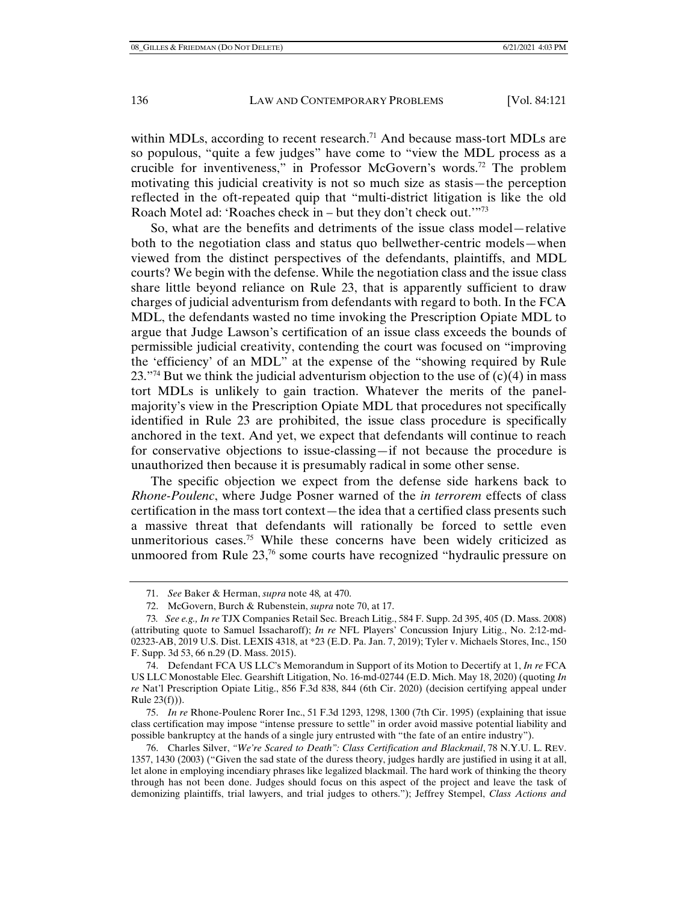within MDLs, according to recent research.[71] And because mass-tort MDLs are so populous, "quite a few judges" have come to "view the MDL process as a crucible for inventiveness," in Professor McGovern's words.[72] The problem motivating this judicial creativity is not so much size as stasis—the perception reflected in the oft-repeated quip that "multi-district litigation is like the old Roach Motel ad: 'Roaches check in – but they don't check out.'"[73]

So, what are the benefits and detriments of the issue class model—relative both to the negotiation class and status quo bellwether-centric models—when viewed from the distinct perspectives of the defendants, plaintiffs, and MDL courts? We begin with the defense. While the negotiation class and the issue class share little beyond reliance on Rule 23, that is apparently sufficient to draw charges of judicial adventurism from defendants with regard to both. In the FCA MDL, the defendants wasted no time invoking the Prescription Opiate MDL to argue that Judge Lawson's certification of an issue class exceeds the bounds of permissible judicial creativity, contending the court was focused on "improving the 'efficiency' of an MDL" at the expense of the "showing required by Rule 23."[74] But we think the judicial adventurism objection to the use of (c)(4) in mass tort MDLs is unlikely to gain traction. Whatever the merits of the panel-majority's view in the Prescription Opiate MDL that procedures not specifically identified in Rule 23 are prohibited, the issue class procedure is specifically anchored in the text. And yet, we expect that defendants will continue to reach for conservative objections to issue-classing—if not because the procedure is unauthorized then because it is presumably radical in some other sense.

The specific objection we expect from the defense side harkens back to *Rhone-Poulenc*, where Judge Posner warned of the *in terrorem* effects of class certification in the mass tort context—the idea that a certified class presents such a massive threat that defendants will rationally be forced to settle even unmeritorious cases.[75] While these concerns have been widely criticized as unmoored from Rule 23,[76] some courts have recognized "hydraulic pressure on

---

71. *See* Baker & Herman, *supra* note 48*,* at 470.

72. McGovern, Burch & Rubenstein, *supra* note 70, at 17.

73. *See e.g., In re* TJX Companies Retail Sec. Breach Litig., 584 F. Supp. 2d 395, 405 (D. Mass. 2008) (attributing quote to Samuel Issacharoff); *In re* NFL Players' Concussion Injury Litig., No. 2:12-md-02323-AB, 2019 U.S. Dist. LEXIS 4318, at *23 (E.D. Pa. Jan. 7, 2019); Tyler v. Michaels Stores, Inc., 150 F. Supp. 3d 53, 66 n.29 (D. Mass. 2015).

74. Defendant FCA US LLC's Memorandum in Support of its Motion to Decertify at 1, *In re* FCA US LLC Monostable Elec. Gearshift Litigation, No. 16-md-02744 (E.D. Mich. May 18, 2020) (quoting *In re* Nat'l Prescription Opiate Litig., 856 F.3d 838, 844 (6th Cir. 2020) (decision certifying appeal under Rule 23(f))).

75. *In re* Rhone-Poulenc Rorer Inc., 51 F.3d 1293, 1298, 1300 (7th Cir. 1995) (explaining that issue class certification may impose "intense pressure to settle" in order avoid massive potential liability and possible bankruptcy at the hands of a single jury entrusted with "the fate of an entire industry").

76. Charles Silver, *"We're Scared to Death": Class Certification and Blackmail*, 78 N.Y.U. L. REV. 1357, 1430 (2003) ("Given the sad state of the duress theory, judges hardly are justified in using it at all, let alone in employing incendiary phrases like legalized blackmail. The hard work of thinking the theory through has not been done. Judges should focus on this aspect of the project and leave the task of demonizing plaintiffs, trial lawyers, and trial judges to others."); Jeffrey Stempel, *Class Actions and*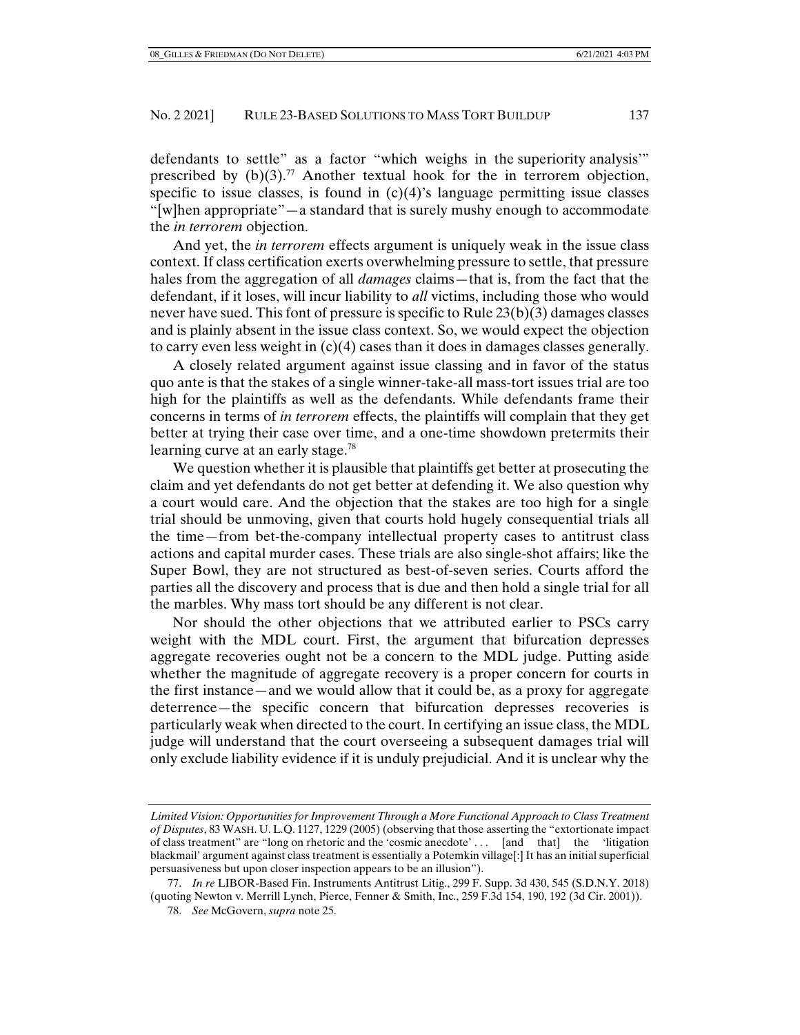defendants to settle" as a factor "which weighs in the superiority analysis'" prescribed by (b)(3).[77] Another textual hook for the in terrorem objection, specific to issue classes, is found in (c)(4)'s language permitting issue classes "[w]hen appropriate"—a standard that is surely mushy enough to accommodate the *in terrorem* objection.

And yet, the *in terrorem* effects argument is uniquely weak in the issue class context. If class certification exerts overwhelming pressure to settle, that pressure hales from the aggregation of all *damages* claims—that is, from the fact that the defendant, if it loses, will incur liability to *all* victims, including those who would never have sued. This font of pressure is specific to Rule 23(b)(3) damages classes and is plainly absent in the issue class context. So, we would expect the objection to carry even less weight in (c)(4) cases than it does in damages classes generally.

A closely related argument against issue classing and in favor of the status quo ante is that the stakes of a single winner-take-all mass-tort issues trial are too high for the plaintiffs as well as the defendants. While defendants frame their concerns in terms of *in terrorem* effects, the plaintiffs will complain that they get better at trying their case over time, and a one-time showdown pretermits their learning curve at an early stage.[78]

We question whether it is plausible that plaintiffs get better at prosecuting the claim and yet defendants do not get better at defending it. We also question why a court would care. And the objection that the stakes are too high for a single trial should be unmoving, given that courts hold hugely consequential trials all the time—from bet-the-company intellectual property cases to antitrust class actions and capital murder cases. These trials are also single-shot affairs; like the Super Bowl, they are not structured as best-of-seven series. Courts afford the parties all the discovery and process that is due and then hold a single trial for all the marbles. Why mass tort should be any different is not clear.

Nor should the other objections that we attributed earlier to PSCs carry weight with the MDL court. First, the argument that bifurcation depresses aggregate recoveries ought not be a concern to the MDL judge. Putting aside whether the magnitude of aggregate recovery is a proper concern for courts in the first instance—and we would allow that it could be, as a proxy for aggregate deterrence—the specific concern that bifurcation depresses recoveries is particularly weak when directed to the court. In certifying an issue class, the MDL judge will understand that the court overseeing a subsequent damages trial will only exclude liability evidence if it is unduly prejudicial. And it is unclear why the

---

*Limited Vision: Opportunities for Improvement Through a More Functional Approach to Class Treatment of Disputes*, 83 WASH. U. L.Q. 1127, 1229 (2005) (observing that those asserting the "extortionate impact of class treatment" are "long on rhetoric and the 'cosmic anecdote' . . . [and that] the 'litigation blackmail' argument against class treatment is essentially a Potemkin village[:] It has an initial superficial persuasiveness but upon closer inspection appears to be an illusion").

77. *In re* LIBOR-Based Fin. Instruments Antitrust Litig., 299 F. Supp. 3d 430, 545 (S.D.N.Y. 2018) (quoting Newton v. Merrill Lynch, Pierce, Fenner & Smith, Inc., 259 F.3d 154, 190, 192 (3d Cir. 2001)).

78. *See* McGovern, *supra* note 25.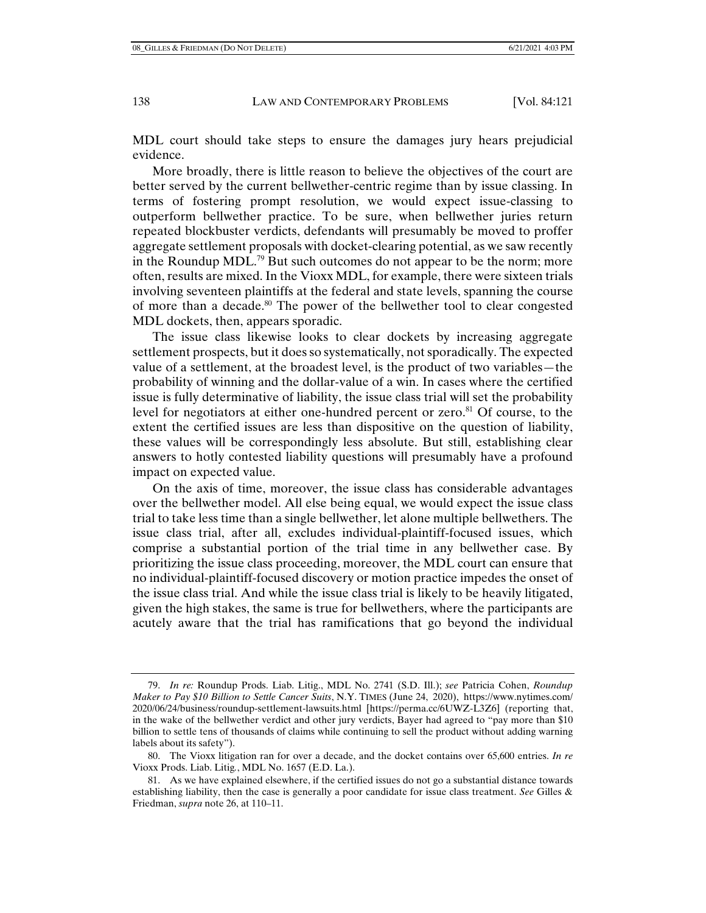MDL court should take steps to ensure the damages jury hears prejudicial evidence.

More broadly, there is little reason to believe the objectives of the court are better served by the current bellwether-centric regime than by issue classing. In terms of fostering prompt resolution, we would expect issue-classing to outperform bellwether practice. To be sure, when bellwether juries return repeated blockbuster verdicts, defendants will presumably be moved to proffer aggregate settlement proposals with docket-clearing potential, as we saw recently in the Roundup MDL.[79] But such outcomes do not appear to be the norm; more often, results are mixed. In the Vioxx MDL, for example, there were sixteen trials involving seventeen plaintiffs at the federal and state levels, spanning the course of more than a decade.[80] The power of the bellwether tool to clear congested MDL dockets, then, appears sporadic.

The issue class likewise looks to clear dockets by increasing aggregate settlement prospects, but it does so systematically, not sporadically. The expected value of a settlement, at the broadest level, is the product of two variables—the probability of winning and the dollar-value of a win. In cases where the certified issue is fully determinative of liability, the issue class trial will set the probability level for negotiators at either one-hundred percent or zero.[81] Of course, to the extent the certified issues are less than dispositive on the question of liability, these values will be correspondingly less absolute. But still, establishing clear answers to hotly contested liability questions will presumably have a profound impact on expected value.

On the axis of time, moreover, the issue class has considerable advantages over the bellwether model. All else being equal, we would expect the issue class trial to take less time than a single bellwether, let alone multiple bellwethers. The issue class trial, after all, excludes individual-plaintiff-focused issues, which comprise a substantial portion of the trial time in any bellwether case. By prioritizing the issue class proceeding, moreover, the MDL court can ensure that no individual-plaintiff-focused discovery or motion practice impedes the onset of the issue class trial. And while the issue class trial is likely to be heavily litigated, given the high stakes, the same is true for bellwethers, where the participants are acutely aware that the trial has ramifications that go beyond the individual

---

79. *In re:* Roundup Prods. Liab. Litig., MDL No. 2741 (S.D. Ill.); *see* Patricia Cohen, *Roundup Maker to Pay $10 Billion to Settle Cancer Suits*, N.Y. TIMES (June 24, 2020), https://www.nytimes.com/2020/06/24/business/roundup-settlement-lawsuits.html [https://perma.cc/6UWZ-L3Z6] (reporting that, in the wake of the bellwether verdict and other jury verdicts, Bayer had agreed to "pay more than $10 billion to settle tens of thousands of claims while continuing to sell the product without adding warning labels about its safety").

80. The Vioxx litigation ran for over a decade, and the docket contains over 65,600 entries. *In re* Vioxx Prods. Liab. Litig., MDL No. 1657 (E.D. La.).

81. As we have explained elsewhere, if the certified issues do not go a substantial distance towards establishing liability, then the case is generally a poor candidate for issue class treatment. *See* Gilles & Friedman, *supra* note 26, at 110–11.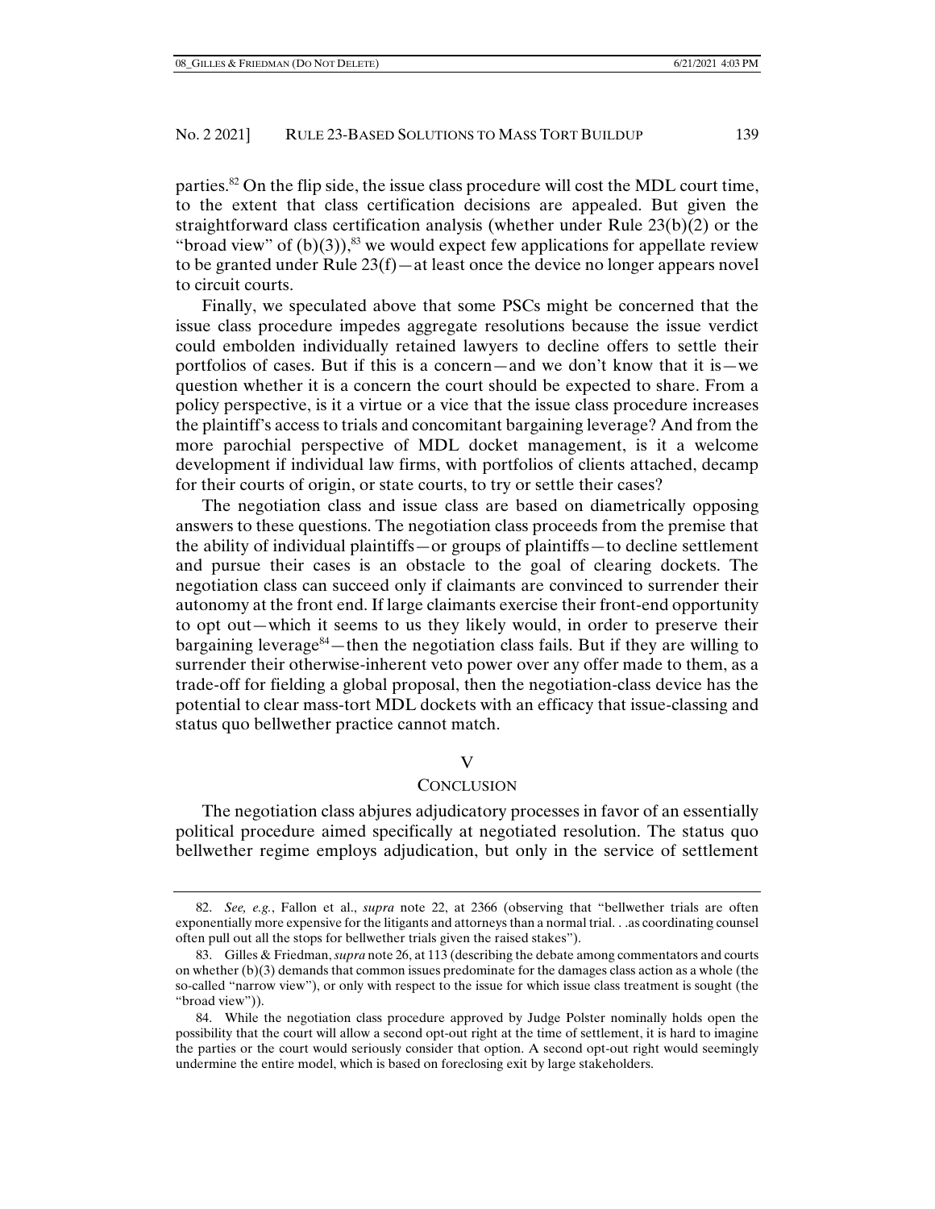parties.[82] On the flip side, the issue class procedure will cost the MDL court time, to the extent that class certification decisions are appealed. But given the straightforward class certification analysis (whether under Rule 23(b)(2) or the "broad view" of (b)(3)),[83] we would expect few applications for appellate review to be granted under Rule 23(f)—at least once the device no longer appears novel to circuit courts.

Finally, we speculated above that some PSCs might be concerned that the issue class procedure impedes aggregate resolutions because the issue verdict could embolden individually retained lawyers to decline offers to settle their portfolios of cases. But if this is a concern—and we don't know that it is—we question whether it is a concern the court should be expected to share. From a policy perspective, is it a virtue or a vice that the issue class procedure increases the plaintiff's access to trials and concomitant bargaining leverage? And from the more parochial perspective of MDL docket management, is it a welcome development if individual law firms, with portfolios of clients attached, decamp for their courts of origin, or state courts, to try or settle their cases?

The negotiation class and issue class are based on diametrically opposing answers to these questions. The negotiation class proceeds from the premise that the ability of individual plaintiffs—or groups of plaintiffs—to decline settlement and pursue their cases is an obstacle to the goal of clearing dockets. The negotiation class can succeed only if claimants are convinced to surrender their autonomy at the front end. If large claimants exercise their front-end opportunity to opt out—which it seems to us they likely would, in order to preserve their bargaining leverage[84]—then the negotiation class fails. But if they are willing to surrender their otherwise-inherent veto power over any offer made to them, as a trade-off for fielding a global proposal, then the negotiation-class device has the potential to clear mass-tort MDL dockets with an efficacy that issue-classing and status quo bellwether practice cannot match.

## V

## CONCLUSION

The negotiation class abjures adjudicatory processes in favor of an essentially political procedure aimed specifically at negotiated resolution. The status quo bellwether regime employs adjudication, but only in the service of settlement

82. *See, e.g.*, Fallon et al., *supra* note 22, at 2366 (observing that "bellwether trials are often exponentially more expensive for the litigants and attorneys than a normal trial. . .as coordinating counsel often pull out all the stops for bellwether trials given the raised stakes").

83. Gilles & Friedman, *supra* note 26, at 113 (describing the debate among commentators and courts on whether (b)(3) demands that common issues predominate for the damages class action as a whole (the so-called "narrow view"), or only with respect to the issue for which issue class treatment is sought (the "broad view")).

84. While the negotiation class procedure approved by Judge Polster nominally holds open the possibility that the court will allow a second opt-out right at the time of settlement, it is hard to imagine the parties or the court would seriously consider that option. A second opt-out right would seemingly undermine the entire model, which is based on foreclosing exit by large stakeholders.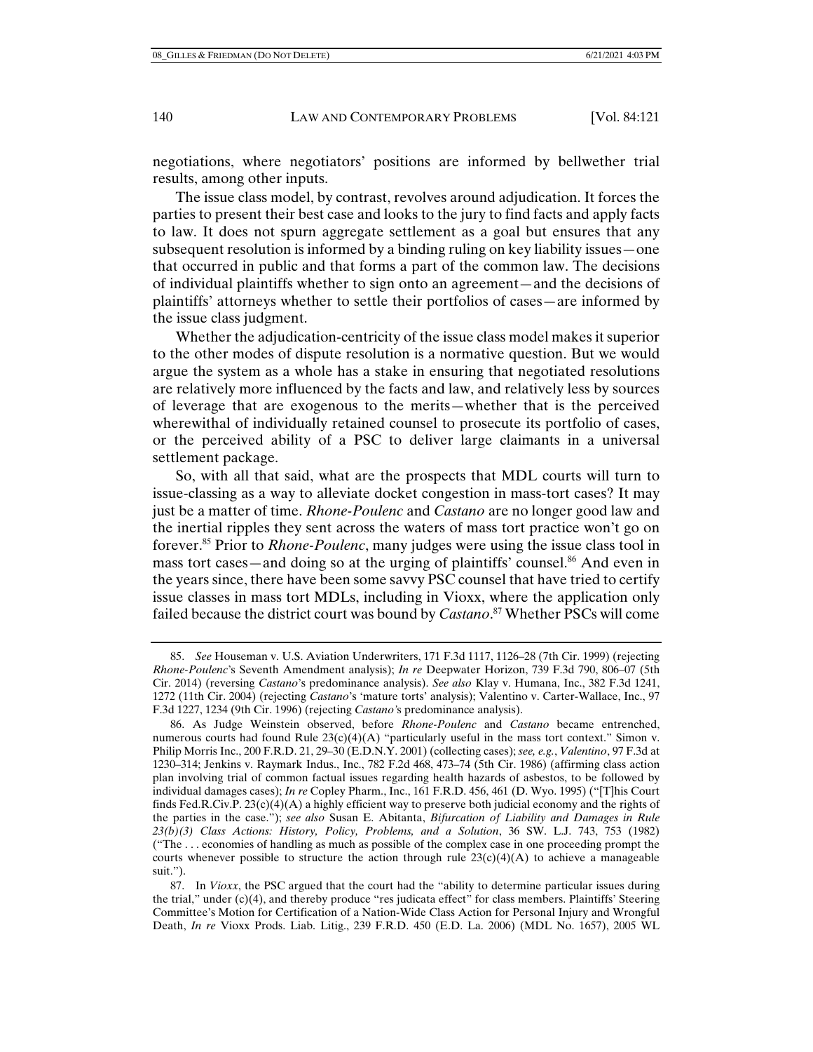negotiations, where negotiators' positions are informed by bellwether trial results, among other inputs.

The issue class model, by contrast, revolves around adjudication. It forces the parties to present their best case and looks to the jury to find facts and apply facts to law. It does not spurn aggregate settlement as a goal but ensures that any subsequent resolution is informed by a binding ruling on key liability issues—one that occurred in public and that forms a part of the common law. The decisions of individual plaintiffs whether to sign onto an agreement—and the decisions of plaintiffs' attorneys whether to settle their portfolios of cases—are informed by the issue class judgment.

Whether the adjudication-centricity of the issue class model makes it superior to the other modes of dispute resolution is a normative question. But we would argue the system as a whole has a stake in ensuring that negotiated resolutions are relatively more influenced by the facts and law, and relatively less by sources of leverage that are exogenous to the merits—whether that is the perceived wherewithal of individually retained counsel to prosecute its portfolio of cases, or the perceived ability of a PSC to deliver large claimants in a universal settlement package.

So, with all that said, what are the prospects that MDL courts will turn to issue-classing as a way to alleviate docket congestion in mass-tort cases? It may just be a matter of time. *Rhone-Poulenc* and *Castano* are no longer good law and the inertial ripples they sent across the waters of mass tort practice won't go on forever.[85] Prior to *Rhone-Poulenc*, many judges were using the issue class tool in mass tort cases—and doing so at the urging of plaintiffs' counsel.[86] And even in the years since, there have been some savvy PSC counsel that have tried to certify issue classes in mass tort MDLs, including in Vioxx, where the application only failed because the district court was bound by *Castano*.[87] Whether PSCs will come

85. *See* Houseman v. U.S. Aviation Underwriters, 171 F.3d 1117, 1126–28 (7th Cir. 1999) (rejecting *Rhone-Poulenc*'s Seventh Amendment analysis); *In re* Deepwater Horizon, 739 F.3d 790, 806–07 (5th Cir. 2014) (reversing *Castano*'s predominance analysis). *See also* Klay v. Humana, Inc., 382 F.3d 1241, 1272 (11th Cir. 2004) (rejecting *Castano*'s 'mature torts' analysis); Valentino v. Carter-Wallace, Inc., 97 F.3d 1227, 1234 (9th Cir. 1996) (rejecting *Castano*'s predominance analysis).

86. As Judge Weinstein observed, before *Rhone-Poulenc* and *Castano* became entrenched, numerous courts had found Rule 23(c)(4)(A) "particularly useful in the mass tort context." Simon v. Philip Morris Inc., 200 F.R.D. 21, 29–30 (E.D.N.Y. 2001) (collecting cases); *see, e.g.*, *Valentino*, 97 F.3d at 1230–314; Jenkins v. Raymark Indus., Inc., 782 F.2d 468, 473–74 (5th Cir. 1986) (affirming class action plan involving trial of common factual issues regarding health hazards of asbestos, to be followed by individual damages cases); *In re* Copley Pharm., Inc., 161 F.R.D. 456, 461 (D. Wyo. 1995) ("[T]his Court finds Fed.R.Civ.P. 23(c)(4)(A) a highly efficient way to preserve both judicial economy and the rights of the parties in the case."); *see also* Susan E. Abitanta, *Bifurcation of Liability and Damages in Rule 23(b)(3) Class Actions: History, Policy, Problems, and a Solution*, 36 SW. L.J. 743, 753 (1982) ("The . . . economies of handling as much as possible of the complex case in one proceeding prompt the courts whenever possible to structure the action through rule 23(c)(4)(A) to achieve a manageable suit.").

87. In *Vioxx*, the PSC argued that the court had the "ability to determine particular issues during the trial," under (c)(4), and thereby produce "res judicata effect" for class members. Plaintiffs' Steering Committee's Motion for Certification of a Nation-Wide Class Action for Personal Injury and Wrongful Death, *In re* Vioxx Prods. Liab. Litig., 239 F.R.D. 450 (E.D. La. 2006) (MDL No. 1657), 2005 WL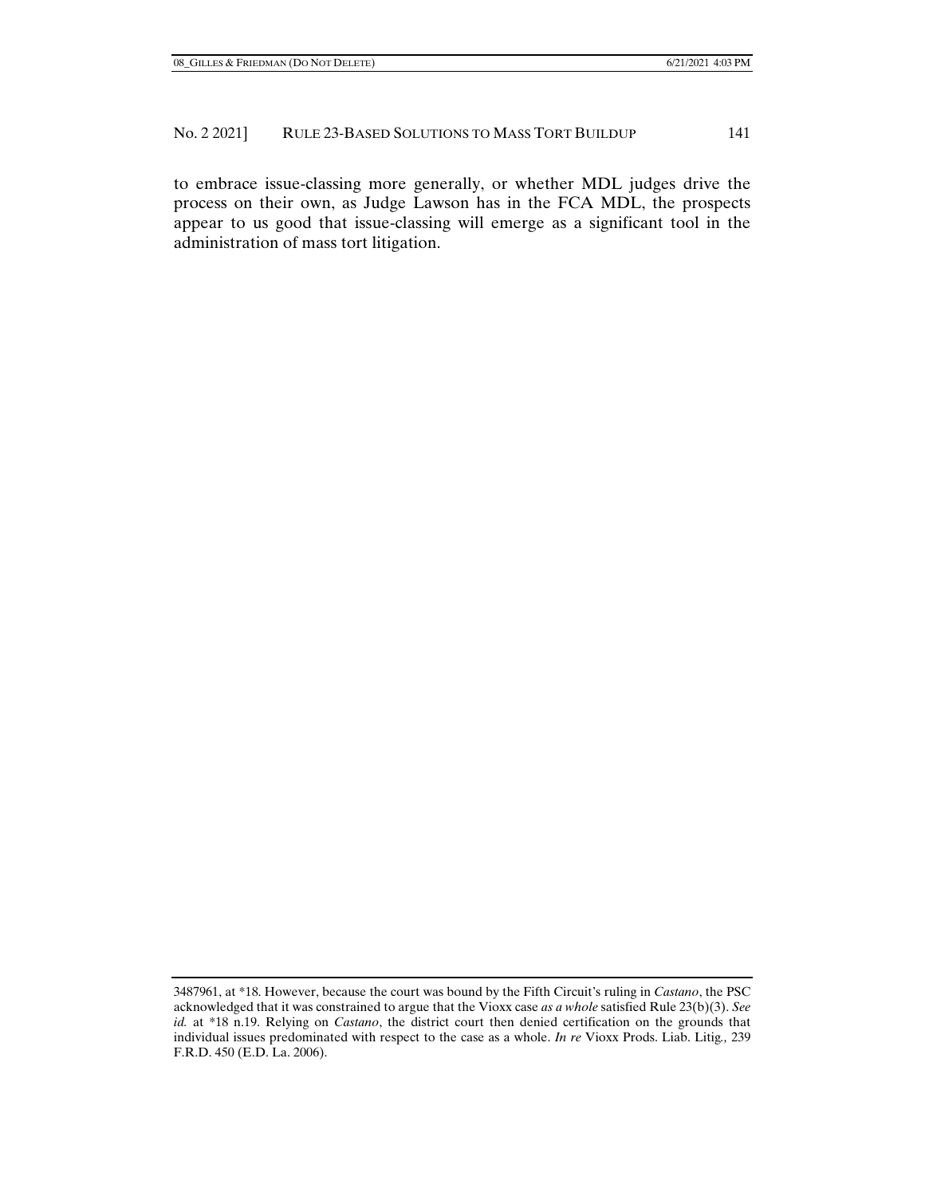to embrace issue-classing more generally, or whether MDL judges drive the process on their own, as Judge Lawson has in the FCA MDL, the prospects appear to us good that issue-classing will emerge as a significant tool in the administration of mass tort litigation.

---

3487961, at *18. However, because the court was bound by the Fifth Circuit's ruling in *Castano*, the PSC acknowledged that it was constrained to argue that the Vioxx case *as a whole* satisfied Rule 23(b)(3). *See id.* at *18 n.19. Relying on *Castano*, the district court then denied certification on the grounds that individual issues predominated with respect to the case as a whole. *In re* Vioxx Prods. Liab. Litig., 239 F.R.D. 450 (E.D. La. 2006).